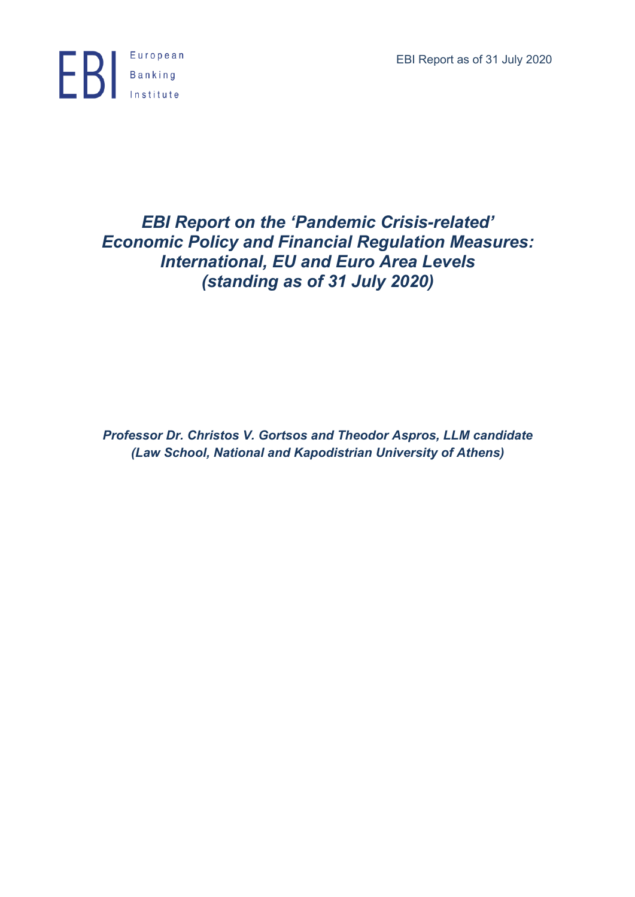European Banking Institute

EBI Report as of 31 July 2020

# *EBI Report on the 'Pandemic Crisis-related' Economic Policy and Financial Regulation Measures: International, EU and Euro Area Levels (standing as of 31 July 2020)*

***Professor Dr. Christos V. Gortsos and Theodor Aspros, LLM candidate (Law School, National and Kapodistrian University of Athens)***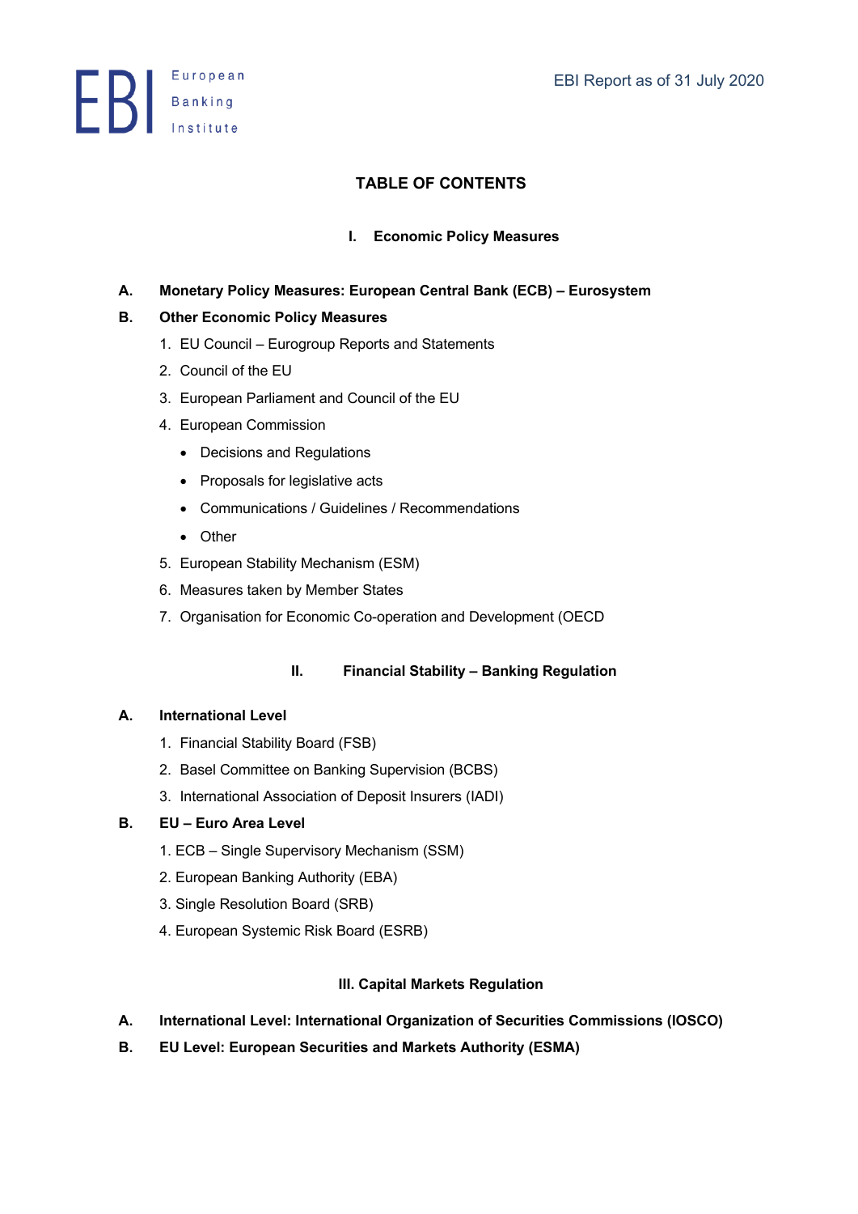# TABLE OF CONTENTS

## I. Economic Policy Measures

**A. Monetary Policy Measures: European Central Bank (ECB) – Eurosystem**

**B. Other Economic Policy Measures**

1. EU Council – Eurogroup Reports and Statements
2. Council of the EU
3. European Parliament and Council of the EU
4. European Commission
   - Decisions and Regulations
   - Proposals for legislative acts
   - Communications / Guidelines / Recommendations
   - Other
5. European Stability Mechanism (ESM)
6. Measures taken by Member States
7. Organisation for Economic Co-operation and Development (OECD

## II. Financial Stability – Banking Regulation

**A. International Level**

1. Financial Stability Board (FSB)
2. Basel Committee on Banking Supervision (BCBS)
3. International Association of Deposit Insurers (IADI)

**B. EU – Euro Area Level**

1. ECB – Single Supervisory Mechanism (SSM)
2. European Banking Authority (EBA)
3. Single Resolution Board (SRB)
4. European Systemic Risk Board (ESRB)

## III. Capital Markets Regulation

**A. International Level: International Organization of Securities Commissions (IOSCO)**

**B. EU Level: European Securities and Markets Authority (ESMA)**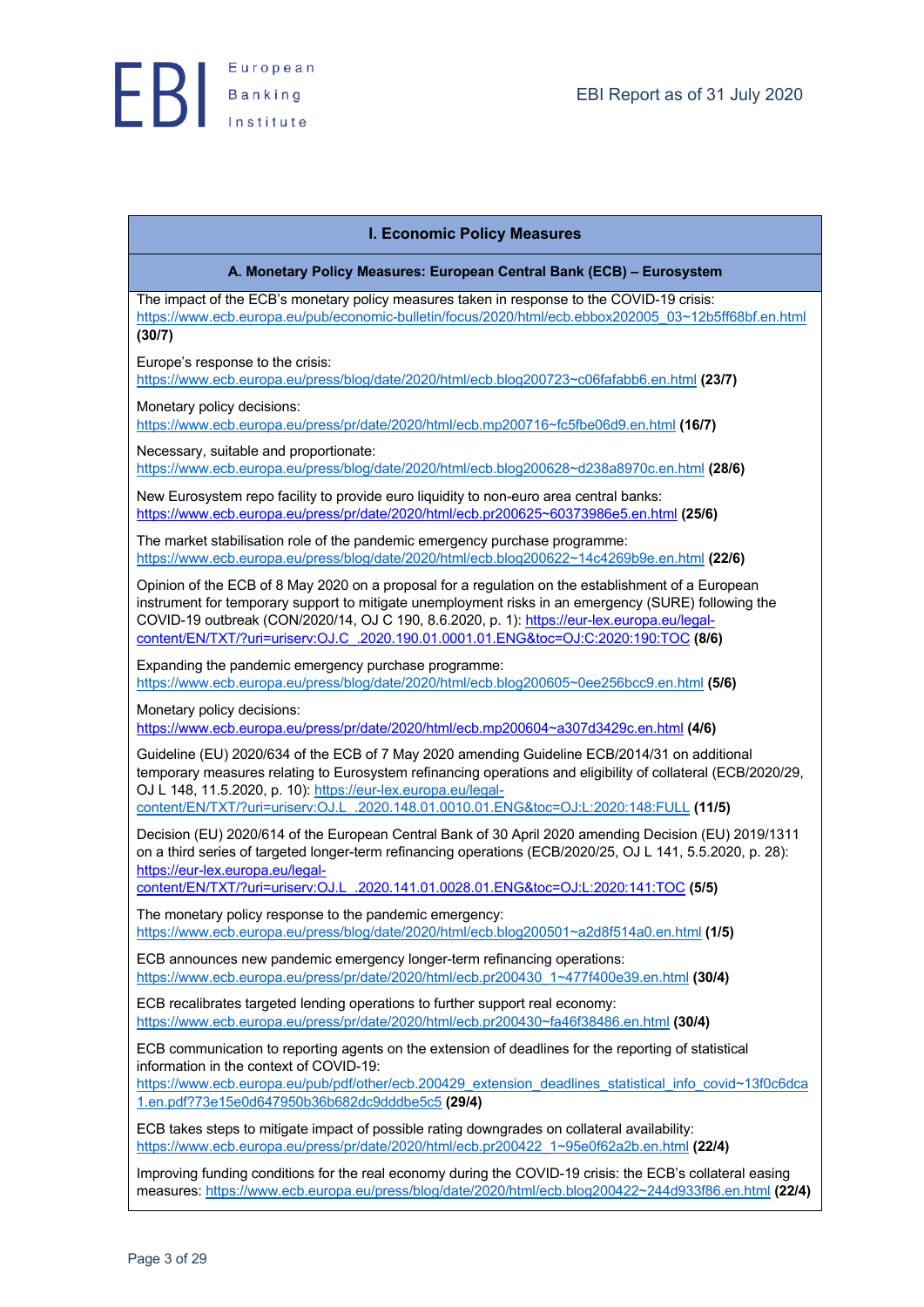## I. Economic Policy Measures

### A. Monetary Policy Measures: European Central Bank (ECB) – Eurosystem

The impact of the ECB's monetary policy measures taken in response to the COVID-19 crisis: https://www.ecb.europa.eu/pub/economic-bulletin/focus/2020/html/ecb.ebbox202005_03~12b5ff68bf.en.html **(30/7)**

Europe's response to the crisis: https://www.ecb.europa.eu/press/blog/date/2020/html/ecb.blog200723~c06fafabb6.en.html **(23/7)**

Monetary policy decisions: https://www.ecb.europa.eu/press/pr/date/2020/html/ecb.mp200716~fc5fbe06d9.en.html **(16/7)**

Necessary, suitable and proportionate: https://www.ecb.europa.eu/press/blog/date/2020/html/ecb.blog200628~d238a8970c.en.html **(28/6)**

New Eurosystem repo facility to provide euro liquidity to non-euro area central banks: https://www.ecb.europa.eu/press/pr/date/2020/html/ecb.pr200625~60373986e5.en.html **(25/6)**

The market stabilisation role of the pandemic emergency purchase programme: https://www.ecb.europa.eu/press/blog/date/2020/html/ecb.blog200622~14c4269b9e.en.html **(22/6)**

Opinion of the ECB of 8 May 2020 on a proposal for a regulation on the establishment of a European instrument for temporary support to mitigate unemployment risks in an emergency (SURE) following the COVID-19 outbreak (CON/2020/14, OJ C 190, 8.6.2020, p. 1): https://eur-lex.europa.eu/legal-content/EN/TXT/?uri=uriserv:OJ.C_.2020.190.01.0001.01.ENG&toc=OJ:C:2020:190:TOC **(8/6)**

Expanding the pandemic emergency purchase programme: https://www.ecb.europa.eu/press/blog/date/2020/html/ecb.blog200605~0ee256bcc9.en.html **(5/6)**

Monetary policy decisions: https://www.ecb.europa.eu/press/pr/date/2020/html/ecb.mp200604~a307d3429c.en.html **(4/6)**

Guideline (EU) 2020/634 of the ECB of 7 May 2020 amending Guideline ECB/2014/31 on additional temporary measures relating to Eurosystem refinancing operations and eligibility of collateral (ECB/2020/29, OJ L 148, 11.5.2020, p. 10): https://eur-lex.europa.eu/legal-content/EN/TXT/?uri=uriserv:OJ.L_.2020.148.01.0010.01.ENG&toc=OJ:L:2020:148:FULL **(11/5)**

Decision (EU) 2020/614 of the European Central Bank of 30 April 2020 amending Decision (EU) 2019/1311 on a third series of targeted longer-term refinancing operations (ECB/2020/25, OJ L 141, 5.5.2020, p. 28): https://eur-lex.europa.eu/legal-content/EN/TXT/?uri=uriserv:OJ.L_.2020.141.01.0028.01.ENG&toc=OJ:L:2020:141:TOC **(5/5)**

The monetary policy response to the pandemic emergency: https://www.ecb.europa.eu/press/blog/date/2020/html/ecb.blog200501~a2d8f514a0.en.html **(1/5)**

ECB announces new pandemic emergency longer-term refinancing operations: https://www.ecb.europa.eu/press/pr/date/2020/html/ecb.pr200430_1~477f400e39.en.html **(30/4)**

ECB recalibrates targeted lending operations to further support real economy: https://www.ecb.europa.eu/press/pr/date/2020/html/ecb.pr200430~fa46f38486.en.html **(30/4)**

ECB communication to reporting agents on the extension of deadlines for the reporting of statistical information in the context of COVID-19: https://www.ecb.europa.eu/pub/pdf/other/ecb.200429_extension_deadlines_statistical_info_covid~13f0c6dca1.en.pdf?73e15e0d647950b36b682dc9dddbe5c5 **(29/4)**

ECB takes steps to mitigate impact of possible rating downgrades on collateral availability: https://www.ecb.europa.eu/press/pr/date/2020/html/ecb.pr200422_1~95e0f62a2b.en.html **(22/4)**

Improving funding conditions for the real economy during the COVID-19 crisis: the ECB's collateral easing measures: https://www.ecb.europa.eu/press/blog/date/2020/html/ecb.blog200422~244d933f86.en.html **(22/4)**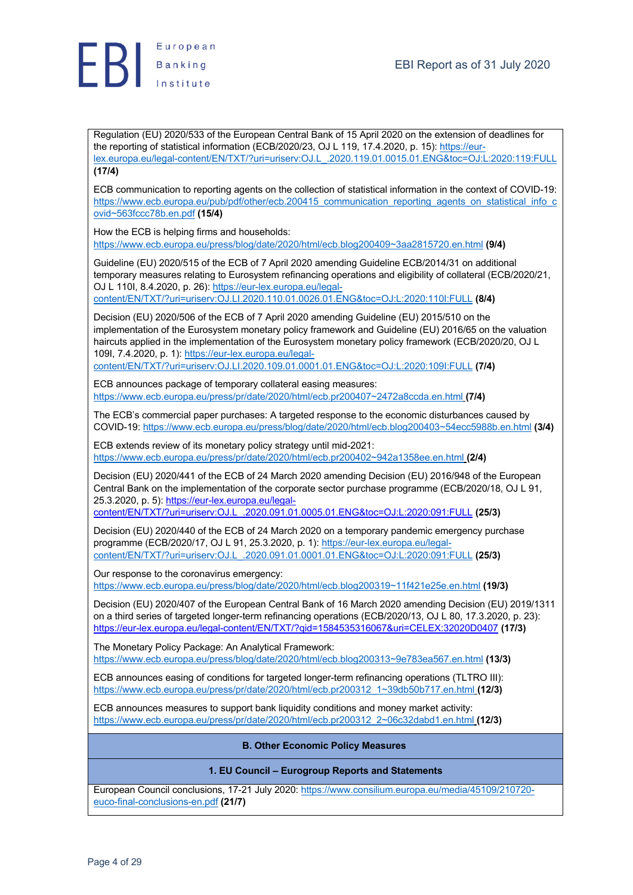Regulation (EU) 2020/533 of the European Central Bank of 15 April 2020 on the extension of deadlines for the reporting of statistical information (ECB/2020/23, OJ L 119, 17.4.2020, p. 15): https://eur-lex.europa.eu/legal-content/EN/TXT/?uri=uriserv:OJ.L_.2020.119.01.0015.01.ENG&toc=OJ:L:2020:119:FULL **(17/4)**

ECB communication to reporting agents on the collection of statistical information in the context of COVID-19: https://www.ecb.europa.eu/pub/pdf/other/ecb.200415_communication_reporting_agents_on_statistical_info_covid~563fccc78b.en.pdf **(15/4)**

How the ECB is helping firms and households: https://www.ecb.europa.eu/press/blog/date/2020/html/ecb.blog200409~3aa2815720.en.html **(9/4)**

Guideline (EU) 2020/515 of the ECB of 7 April 2020 amending Guideline ECB/2014/31 on additional temporary measures relating to Eurosystem refinancing operations and eligibility of collateral (ECB/2020/21, OJ L 110I, 8.4.2020, p. 26): https://eur-lex.europa.eu/legal-content/EN/TXT/?uri=uriserv:OJ.LI.2020.110.01.0026.01.ENG&toc=OJ:L:2020:110I:FULL **(8/4)**

Decision (EU) 2020/506 of the ECB of 7 April 2020 amending Guideline (EU) 2015/510 on the implementation of the Eurosystem monetary policy framework and Guideline (EU) 2016/65 on the valuation haircuts applied in the implementation of the Eurosystem monetary policy framework (ECB/2020/20, OJ L 109I, 7.4.2020, p. 1): https://eur-lex.europa.eu/legal-content/EN/TXT/?uri=uriserv:OJ.LI.2020.109.01.0001.01.ENG&toc=OJ:L:2020:109I:FULL **(7/4)**

ECB announces package of temporary collateral easing measures: https://www.ecb.europa.eu/press/pr/date/2020/html/ecb.pr200407~2472a8ccda.en.html **(7/4)**

The ECB's commercial paper purchases: A targeted response to the economic disturbances caused by COVID-19: https://www.ecb.europa.eu/press/blog/date/2020/html/ecb.blog200403~54ecc5988b.en.html **(3/4)**

ECB extends review of its monetary policy strategy until mid-2021: https://www.ecb.europa.eu/press/pr/date/2020/html/ecb.pr200402~942a1358ee.en.html **(2/4)**

Decision (EU) 2020/441 of the ECB of 24 March 2020 amending Decision (EU) 2016/948 of the European Central Bank on the implementation of the corporate sector purchase programme (ECB/2020/18, OJ L 91, 25.3.2020, p. 5): https://eur-lex.europa.eu/legal-content/EN/TXT/?uri=uriserv:OJ.L_.2020.091.01.0005.01.ENG&toc=OJ:L:2020:091:FULL **(25/3)**

Decision (EU) 2020/440 of the ECB of 24 March 2020 on a temporary pandemic emergency purchase programme (ECB/2020/17, OJ L 91, 25.3.2020, p. 1): https://eur-lex.europa.eu/legal-content/EN/TXT/?uri=uriserv:OJ.L_.2020.091.01.0001.01.ENG&toc=OJ:L:2020:091:FULL **(25/3)**

Our response to the coronavirus emergency: https://www.ecb.europa.eu/press/blog/date/2020/html/ecb.blog200319~11f421e25e.en.html **(19/3)**

Decision (EU) 2020/407 of the European Central Bank of 16 March 2020 amending Decision (EU) 2019/1311 on a third series of targeted longer-term refinancing operations (ECB/2020/13, OJ L 80, 17.3.2020, p. 23): https://eur-lex.europa.eu/legal-content/EN/TXT/?qid=1584535316067&uri=CELEX:32020D0407 **(17/3)**

The Monetary Policy Package: An Analytical Framework: https://www.ecb.europa.eu/press/blog/date/2020/html/ecb.blog200313~9e783ea567.en.html **(13/3)**

ECB announces easing of conditions for targeted longer-term refinancing operations (TLTRO III): https://www.ecb.europa.eu/press/pr/date/2020/html/ecb.pr200312_1~39db50b717.en.html **(12/3)**

ECB announces measures to support bank liquidity conditions and money market activity: https://www.ecb.europa.eu/press/pr/date/2020/html/ecb.pr200312_2~06c32dabd1.en.html **(12/3)**

## B. Other Economic Policy Measures

### 1. EU Council – Eurogroup Reports and Statements

European Council conclusions, 17-21 July 2020: https://www.consilium.europa.eu/media/45109/210720-euco-final-conclusions-en.pdf **(21/7)**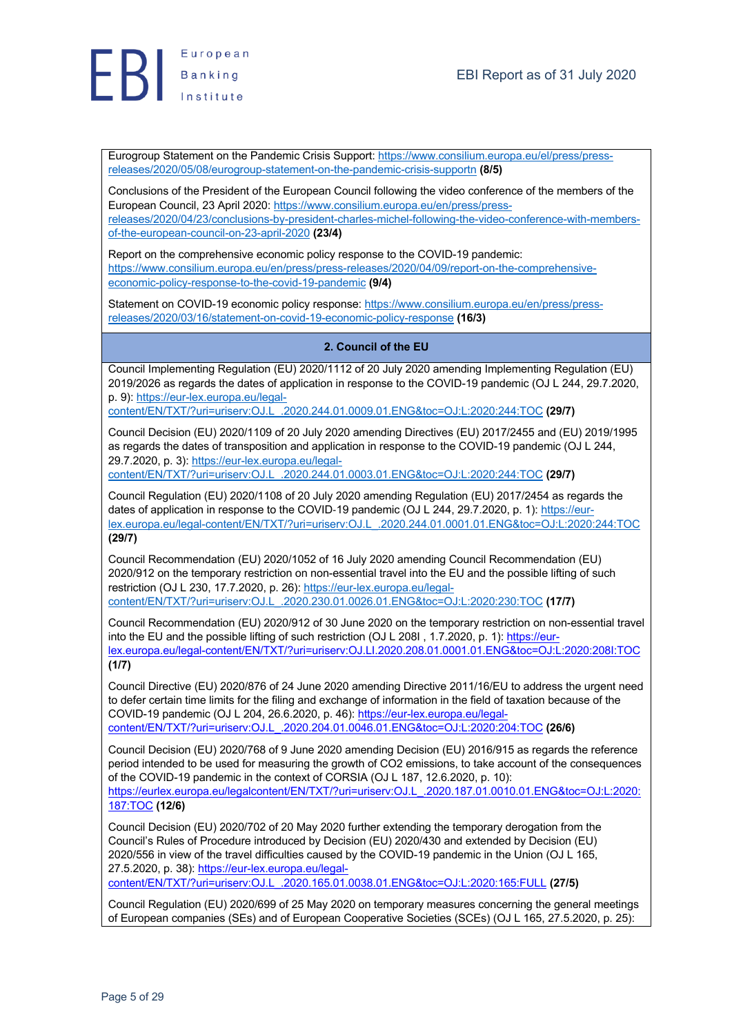Eurogroup Statement on the Pandemic Crisis Support: https://www.consilium.europa.eu/el/press/press-releases/2020/05/08/eurogroup-statement-on-the-pandemic-crisis-supportn **(8/5)**

Conclusions of the President of the European Council following the video conference of the members of the European Council, 23 April 2020: https://www.consilium.europa.eu/en/press/press-releases/2020/04/23/conclusions-by-president-charles-michel-following-the-video-conference-with-members-of-the-european-council-on-23-april-2020 **(23/4)**

Report on the comprehensive economic policy response to the COVID-19 pandemic: https://www.consilium.europa.eu/en/press/press-releases/2020/04/09/report-on-the-comprehensive-economic-policy-response-to-the-covid-19-pandemic **(9/4)**

Statement on COVID-19 economic policy response: https://www.consilium.europa.eu/en/press/press-releases/2020/03/16/statement-on-covid-19-economic-policy-response **(16/3)**

## 2. Council of the EU

Council Implementing Regulation (EU) 2020/1112 of 20 July 2020 amending Implementing Regulation (EU) 2019/2026 as regards the dates of application in response to the COVID-19 pandemic (OJ L 244, 29.7.2020, p. 9): https://eur-lex.europa.eu/legal-content/EN/TXT/?uri=uriserv:OJ.L_.2020.244.01.0009.01.ENG&toc=OJ:L:2020:244:TOC **(29/7)**

Council Decision (EU) 2020/1109 of 20 July 2020 amending Directives (EU) 2017/2455 and (EU) 2019/1995 as regards the dates of transposition and application in response to the COVID-19 pandemic (OJ L 244, 29.7.2020, p. 3): https://eur-lex.europa.eu/legal-content/EN/TXT/?uri=uriserv:OJ.L_.2020.244.01.0003.01.ENG&toc=OJ:L:2020:244:TOC **(29/7)**

Council Regulation (EU) 2020/1108 of 20 July 2020 amending Regulation (EU) 2017/2454 as regards the dates of application in response to the COVID-19 pandemic (OJ L 244, 29.7.2020, p. 1): https://eur-lex.europa.eu/legal-content/EN/TXT/?uri=uriserv:OJ.L_.2020.244.01.0001.01.ENG&toc=OJ:L:2020:244:TOC **(29/7)**

Council Recommendation (EU) 2020/1052 of 16 July 2020 amending Council Recommendation (EU) 2020/912 on the temporary restriction on non-essential travel into the EU and the possible lifting of such restriction (OJ L 230, 17.7.2020, p. 26): https://eur-lex.europa.eu/legal-content/EN/TXT/?uri=uriserv:OJ.L_.2020.230.01.0026.01.ENG&toc=OJ:L:2020:230:TOC **(17/7)**

Council Recommendation (EU) 2020/912 of 30 June 2020 on the temporary restriction on non-essential travel into the EU and the possible lifting of such restriction (OJ L 208I , 1.7.2020, p. 1): https://eur-lex.europa.eu/legal-content/EN/TXT/?uri=uriserv:OJ.LI.2020.208.01.0001.01.ENG&toc=OJ:L:2020:208I:TOC **(1/7)**

Council Directive (EU) 2020/876 of 24 June 2020 amending Directive 2011/16/EU to address the urgent need to defer certain time limits for the filing and exchange of information in the field of taxation because of the COVID-19 pandemic (OJ L 204, 26.6.2020, p. 46): https://eur-lex.europa.eu/legal-content/EN/TXT/?uri=uriserv:OJ.L_.2020.204.01.0046.01.ENG&toc=OJ:L:2020:204:TOC **(26/6)**

Council Decision (EU) 2020/768 of 9 June 2020 amending Decision (EU) 2016/915 as regards the reference period intended to be used for measuring the growth of CO2 emissions, to take account of the consequences of the COVID-19 pandemic in the context of CORSIA (OJ L 187, 12.6.2020, p. 10): https://eurlex.europa.eu/legalcontent/EN/TXT/?uri=uriserv:OJ.L_.2020.187.01.0010.01.ENG&toc=OJ:L:2020:187:TOC **(12/6)**

Council Decision (EU) 2020/702 of 20 May 2020 further extending the temporary derogation from the Council's Rules of Procedure introduced by Decision (EU) 2020/430 and extended by Decision (EU) 2020/556 in view of the travel difficulties caused by the COVID-19 pandemic in the Union (OJ L 165, 27.5.2020, p. 38): https://eur-lex.europa.eu/legal-content/EN/TXT/?uri=uriserv:OJ.L_.2020.165.01.0038.01.ENG&toc=OJ:L:2020:165:FULL **(27/5)**

Council Regulation (EU) 2020/699 of 25 May 2020 on temporary measures concerning the general meetings of European companies (SEs) and of European Cooperative Societies (SCEs) (OJ L 165, 27.5.2020, p. 25):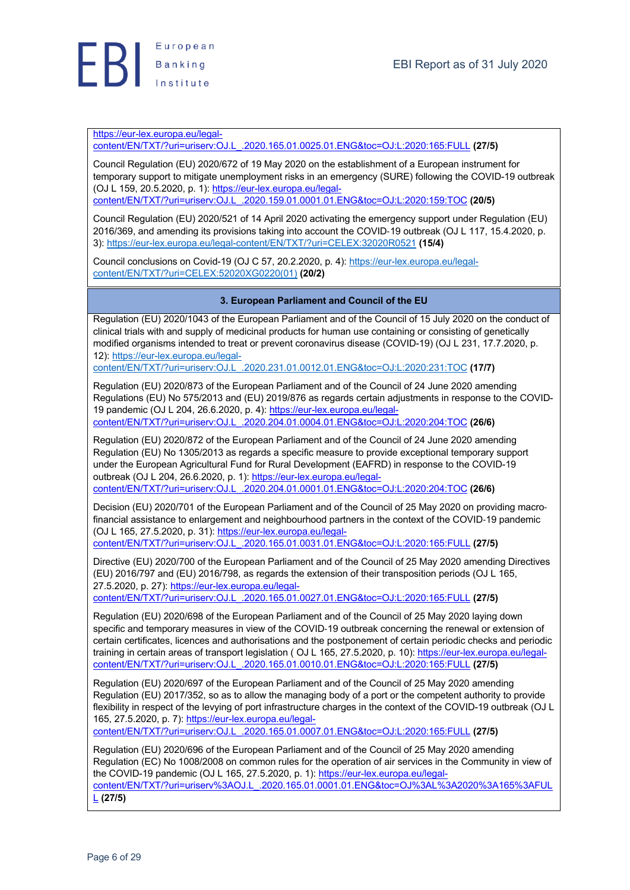https://eur-lex.europa.eu/legal-content/EN/TXT/?uri=uriserv:OJ.L_.2020.165.01.0025.01.ENG&toc=OJ:L:2020:165:FULL **(27/5)**

Council Regulation (EU) 2020/672 of 19 May 2020 on the establishment of a European instrument for temporary support to mitigate unemployment risks in an emergency (SURE) following the COVID-19 outbreak (OJ L 159, 20.5.2020, p. 1): https://eur-lex.europa.eu/legal-content/EN/TXT/?uri=uriserv:OJ.L_.2020.159.01.0001.01.ENG&toc=OJ:L:2020:159:TOC **(20/5)**

Council Regulation (EU) 2020/521 of 14 April 2020 activating the emergency support under Regulation (EU) 2016/369, and amending its provisions taking into account the COVID-19 outbreak (OJ L 117, 15.4.2020, p. 3): https://eur-lex.europa.eu/legal-content/EN/TXT/?uri=CELEX:32020R0521 **(15/4)**

Council conclusions on Covid-19 (OJ C 57, 20.2.2020, p. 4): https://eur-lex.europa.eu/legal-content/EN/TXT/?uri=CELEX:52020XG0220(01) **(20/2)**

### 3. European Parliament and Council of the EU

Regulation (EU) 2020/1043 of the European Parliament and of the Council of 15 July 2020 on the conduct of clinical trials with and supply of medicinal products for human use containing or consisting of genetically modified organisms intended to treat or prevent coronavirus disease (COVID-19) (OJ L 231, 17.7.2020, p. 12): https://eur-lex.europa.eu/legal-content/EN/TXT/?uri=uriserv:OJ.L_.2020.231.01.0012.01.ENG&toc=OJ:L:2020:231:TOC **(17/7)**

Regulation (EU) 2020/873 of the European Parliament and of the Council of 24 June 2020 amending Regulations (EU) No 575/2013 and (EU) 2019/876 as regards certain adjustments in response to the COVID-19 pandemic (OJ L 204, 26.6.2020, p. 4): https://eur-lex.europa.eu/legal-content/EN/TXT/?uri=uriserv:OJ.L_.2020.204.01.0004.01.ENG&toc=OJ:L:2020:204:TOC **(26/6)**

Regulation (EU) 2020/872 of the European Parliament and of the Council of 24 June 2020 amending Regulation (EU) No 1305/2013 as regards a specific measure to provide exceptional temporary support under the European Agricultural Fund for Rural Development (EAFRD) in response to the COVID-19 outbreak (OJ L 204, 26.6.2020, p. 1): https://eur-lex.europa.eu/legal-content/EN/TXT/?uri=uriserv:OJ.L_.2020.204.01.0001.01.ENG&toc=OJ:L:2020:204:TOC **(26/6)**

Decision (EU) 2020/701 of the European Parliament and of the Council of 25 May 2020 on providing macro-financial assistance to enlargement and neighbourhood partners in the context of the COVID-19 pandemic (OJ L 165, 27.5.2020, p. 31): https://eur-lex.europa.eu/legal-content/EN/TXT/?uri=uriserv:OJ.L_.2020.165.01.0031.01.ENG&toc=OJ:L:2020:165:FULL **(27/5)**

Directive (EU) 2020/700 of the European Parliament and of the Council of 25 May 2020 amending Directives (EU) 2016/797 and (EU) 2016/798, as regards the extension of their transposition periods (OJ L 165, 27.5.2020, p. 27): https://eur-lex.europa.eu/legal-content/EN/TXT/?uri=uriserv:OJ.L_.2020.165.01.0027.01.ENG&toc=OJ:L:2020:165:FULL **(27/5)**

Regulation (EU) 2020/698 of the European Parliament and of the Council of 25 May 2020 laying down specific and temporary measures in view of the COVID-19 outbreak concerning the renewal or extension of certain certificates, licences and authorisations and the postponement of certain periodic checks and periodic training in certain areas of transport legislation ( OJ L 165, 27.5.2020, p. 10): https://eur-lex.europa.eu/legal-content/EN/TXT/?uri=uriserv:OJ.L_.2020.165.01.0010.01.ENG&toc=OJ:L:2020:165:FULL **(27/5)**

Regulation (EU) 2020/697 of the European Parliament and of the Council of 25 May 2020 amending Regulation (EU) 2017/352, so as to allow the managing body of a port or the competent authority to provide flexibility in respect of the levying of port infrastructure charges in the context of the COVID-19 outbreak (OJ L 165, 27.5.2020, p. 7): https://eur-lex.europa.eu/legal-content/EN/TXT/?uri=uriserv:OJ.L_.2020.165.01.0007.01.ENG&toc=OJ:L:2020:165:FULL **(27/5)**

Regulation (EU) 2020/696 of the European Parliament and of the Council of 25 May 2020 amending Regulation (EC) No 1008/2008 on common rules for the operation of air services in the Community in view of the COVID-19 pandemic (OJ L 165, 27.5.2020, p. 1): https://eur-lex.europa.eu/legal-content/EN/TXT/?uri=uriserv%3AOJ.L_.2020.165.01.0001.01.ENG&toc=OJ%3AL%3A2020%3A165%3AFULL **(27/5)**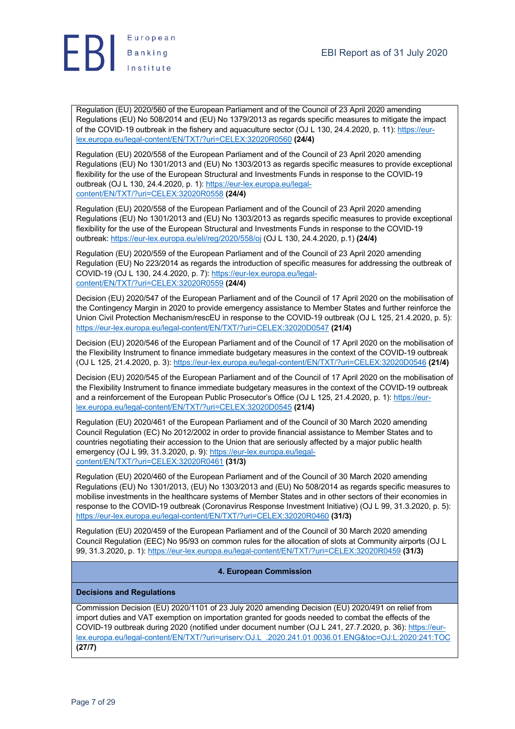Regulation (EU) 2020/560 of the European Parliament and of the Council of 23 April 2020 amending Regulations (EU) No 508/2014 and (EU) No 1379/2013 as regards specific measures to mitigate the impact of the COVID-19 outbreak in the fishery and aquaculture sector (OJ L 130, 24.4.2020, p. 11): https://eur-lex.europa.eu/legal-content/EN/TXT/?uri=CELEX:32020R0560 **(24/4)**

Regulation (EU) 2020/558 of the European Parliament and of the Council of 23 April 2020 amending Regulations (EU) No 1301/2013 and (EU) No 1303/2013 as regards specific measures to provide exceptional flexibility for the use of the European Structural and Investments Funds in response to the COVID-19 outbreak (OJ L 130, 24.4.2020, p. 1): https://eur-lex.europa.eu/legal-content/EN/TXT/?uri=CELEX:32020R0558 **(24/4)**

Regulation (EU) 2020/558 of the European Parliament and of the Council of 23 April 2020 amending Regulations (EU) No 1301/2013 and (EU) No 1303/2013 as regards specific measures to provide exceptional flexibility for the use of the European Structural and Investments Funds in response to the COVID-19 outbreak: https://eur-lex.europa.eu/eli/reg/2020/558/oj (OJ L 130, 24.4.2020, p.1) **(24/4)**

Regulation (EU) 2020/559 of the European Parliament and of the Council of 23 April 2020 amending Regulation (EU) No 223/2014 as regards the introduction of specific measures for addressing the outbreak of COVID-19 (OJ L 130, 24.4.2020, p. 7): https://eur-lex.europa.eu/legal-content/EN/TXT/?uri=CELEX:32020R0559 **(24/4)**

Decision (EU) 2020/547 of the European Parliament and of the Council of 17 April 2020 on the mobilisation of the Contingency Margin in 2020 to provide emergency assistance to Member States and further reinforce the Union Civil Protection Mechanism/rescEU in response to the COVID-19 outbreak (OJ L 125, 21.4.2020, p. 5): https://eur-lex.europa.eu/legal-content/EN/TXT/?uri=CELEX:32020D0547 **(21/4)**

Decision (EU) 2020/546 of the European Parliament and of the Council of 17 April 2020 on the mobilisation of the Flexibility Instrument to finance immediate budgetary measures in the context of the COVID-19 outbreak (OJ L 125, 21.4.2020, p. 3): https://eur-lex.europa.eu/legal-content/EN/TXT/?uri=CELEX:32020D0546 **(21/4)**

Decision (EU) 2020/545 of the European Parliament and of the Council of 17 April 2020 on the mobilisation of the Flexibility Instrument to finance immediate budgetary measures in the context of the COVID-19 outbreak and a reinforcement of the European Public Prosecutor's Office (OJ L 125, 21.4.2020, p. 1): https://eur-lex.europa.eu/legal-content/EN/TXT/?uri=CELEX:32020D0545 **(21/4)**

Regulation (EU) 2020/461 of the European Parliament and of the Council of 30 March 2020 amending Council Regulation (EC) No 2012/2002 in order to provide financial assistance to Member States and to countries negotiating their accession to the Union that are seriously affected by a major public health emergency (OJ L 99, 31.3.2020, p. 9): https://eur-lex.europa.eu/legal-content/EN/TXT/?uri=CELEX:32020R0461 **(31/3)**

Regulation (EU) 2020/460 of the European Parliament and of the Council of 30 March 2020 amending Regulations (EU) No 1301/2013, (EU) No 1303/2013 and (EU) No 508/2014 as regards specific measures to mobilise investments in the healthcare systems of Member States and in other sectors of their economies in response to the COVID-19 outbreak (Coronavirus Response Investment Initiative) (OJ L 99, 31.3.2020, p. 5): https://eur-lex.europa.eu/legal-content/EN/TXT/?uri=CELEX:32020R0460 **(31/3)**

Regulation (EU) 2020/459 of the European Parliament and of the Council of 30 March 2020 amending Council Regulation (EEC) No 95/93 on common rules for the allocation of slots at Community airports (OJ L 99, 31.3.2020, p. 1): https://eur-lex.europa.eu/legal-content/EN/TXT/?uri=CELEX:32020R0459 **(31/3)**

## 4. European Commission

### Decisions and Regulations

Commission Decision (EU) 2020/1101 of 23 July 2020 amending Decision (EU) 2020/491 on relief from import duties and VAT exemption on importation granted for goods needed to combat the effects of the COVID-19 outbreak during 2020 (notified under document number (OJ L 241, 27.7.2020, p. 36): https://eur-lex.europa.eu/legal-content/EN/TXT/?uri=uriserv:OJ.L_.2020.241.01.0036.01.ENG&toc=OJ:L:2020:241:TOC **(27/7)**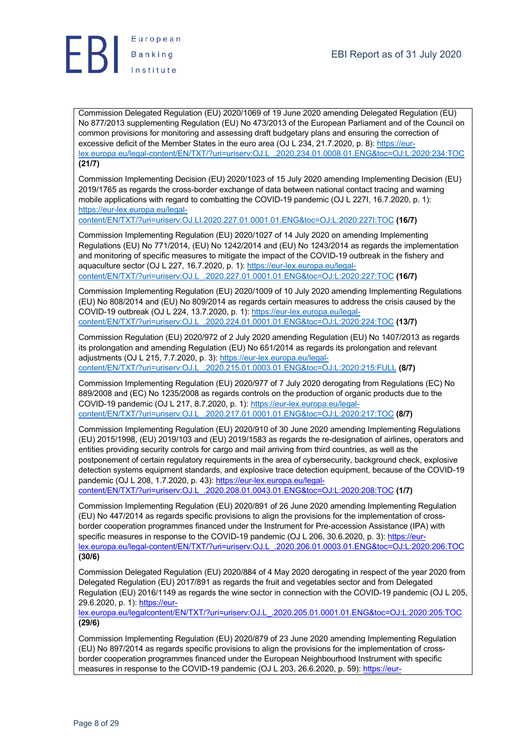Commission Delegated Regulation (EU) 2020/1069 of 19 June 2020 amending Delegated Regulation (EU) No 877/2013 supplementing Regulation (EU) No 473/2013 of the European Parliament and of the Council on common provisions for monitoring and assessing draft budgetary plans and ensuring the correction of excessive deficit of the Member States in the euro area (OJ L 234, 21.7.2020, p. 8): https://eur-lex.europa.eu/legal-content/EN/TXT/?uri=uriserv:OJ.L_.2020.234.01.0008.01.ENG&toc=OJ:L:2020:234:TOC **(21/7)**

Commission Implementing Decision (EU) 2020/1023 of 15 July 2020 amending Implementing Decision (EU) 2019/1765 as regards the cross-border exchange of data between national contact tracing and warning mobile applications with regard to combatting the COVID-19 pandemic (OJ L 227I, 16.7.2020, p. 1): https://eur-lex.europa.eu/legal-content/EN/TXT/?uri=uriserv:OJ.LI.2020.227.01.0001.01.ENG&toc=OJ:L:2020:227I:TOC **(16/7)**

Commission Implementing Regulation (EU) 2020/1027 of 14 July 2020 on amending Implementing Regulations (EU) No 771/2014, (EU) No 1242/2014 and (EU) No 1243/2014 as regards the implementation and monitoring of specific measures to mitigate the impact of the COVID-19 outbreak in the fishery and aquaculture sector (OJ L 227, 16.7.2020, p. 1): https://eur-lex.europa.eu/legal-content/EN/TXT/?uri=uriserv:OJ.L_.2020.227.01.0001.01.ENG&toc=OJ:L:2020:227:TOC **(16/7)**

Commission Implementing Regulation (EU) 2020/1009 of 10 July 2020 amending Implementing Regulations (EU) No 808/2014 and (EU) No 809/2014 as regards certain measures to address the crisis caused by the COVID-19 outbreak (OJ L 224, 13.7.2020, p. 1): https://eur-lex.europa.eu/legal-content/EN/TXT/?uri=uriserv:OJ.L_.2020.224.01.0001.01.ENG&toc=OJ:L:2020:224:TOC **(13/7)**

Commission Regulation (EU) 2020/972 of 2 July 2020 amending Regulation (EU) No 1407/2013 as regards its prolongation and amending Regulation (EU) No 651/2014 as regards its prolongation and relevant adjustments (OJ L 215, 7.7.2020, p. 3): https://eur-lex.europa.eu/legal-content/EN/TXT/?uri=uriserv:OJ.L_.2020.215.01.0003.01.ENG&toc=OJ:L:2020:215:FULL **(8/7)**

Commission Implementing Regulation (EU) 2020/977 of 7 July 2020 derogating from Regulations (EC) No 889/2008 and (EC) No 1235/2008 as regards controls on the production of organic products due to the COVID-19 pandemic (OJ L 217, 8.7.2020, p. 1): https://eur-lex.europa.eu/legal-content/EN/TXT/?uri=uriserv:OJ.L_.2020.217.01.0001.01.ENG&toc=OJ:L:2020:217:TOC **(8/7)**

Commission Implementing Regulation (EU) 2020/910 of 30 June 2020 amending Implementing Regulations (EU) 2015/1998, (EU) 2019/103 and (EU) 2019/1583 as regards the re-designation of airlines, operators and entities providing security controls for cargo and mail arriving from third countries, as well as the postponement of certain regulatory requirements in the area of cybersecurity, background check, explosive detection systems equipment standards, and explosive trace detection equipment, because of the COVID-19 pandemic (OJ L 208, 1.7.2020, p. 43): https://eur-lex.europa.eu/legal-content/EN/TXT/?uri=uriserv:OJ.L_.2020.208.01.0043.01.ENG&toc=OJ:L:2020:208:TOC **(1/7)**

Commission Implementing Regulation (EU) 2020/891 of 26 June 2020 amending Implementing Regulation (EU) No 447/2014 as regards specific provisions to align the provisions for the implementation of cross-border cooperation programmes financed under the Instrument for Pre-accession Assistance (IPA) with specific measures in response to the COVID-19 pandemic (OJ L 206, 30.6.2020, p. 3): https://eur-lex.europa.eu/legal-content/EN/TXT/?uri=uriserv:OJ.L_.2020.206.01.0003.01.ENG&toc=OJ:L:2020:206:TOC **(30/6)**

Commission Delegated Regulation (EU) 2020/884 of 4 May 2020 derogating in respect of the year 2020 from Delegated Regulation (EU) 2017/891 as regards the fruit and vegetables sector and from Delegated Regulation (EU) 2016/1149 as regards the wine sector in connection with the COVID-19 pandemic (OJ L 205, 29.6.2020, p. 1): https://eur-lex.europa.eu/legalcontent/EN/TXT/?uri=uriserv:OJ.L_.2020.205.01.0001.01.ENG&toc=OJ:L:2020:205:TOC **(29/6)**

Commission Implementing Regulation (EU) 2020/879 of 23 June 2020 amending Implementing Regulation (EU) No 897/2014 as regards specific provisions to align the provisions for the implementation of cross-border cooperation programmes financed under the European Neighbourhood Instrument with specific measures in response to the COVID-19 pandemic (OJ L 203, 26.6.2020, p. 59): https://eur-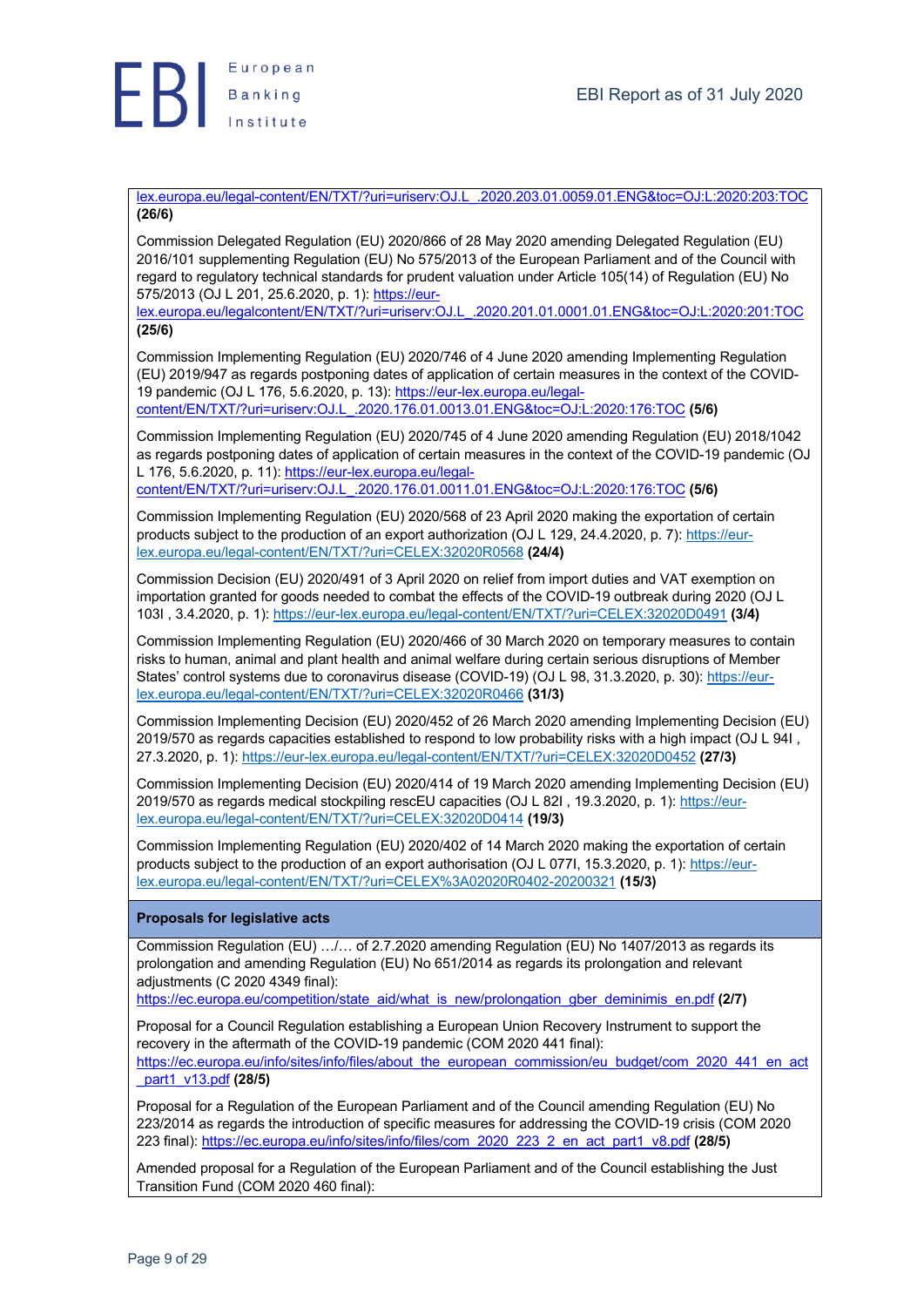lex.europa.eu/legal-content/EN/TXT/?uri=uriserv:OJ.L_.2020.203.01.0059.01.ENG&toc=OJ:L:2020:203:TOC **(26/6)**

Commission Delegated Regulation (EU) 2020/866 of 28 May 2020 amending Delegated Regulation (EU) 2016/101 supplementing Regulation (EU) No 575/2013 of the European Parliament and of the Council with regard to regulatory technical standards for prudent valuation under Article 105(14) of Regulation (EU) No 575/2013 (OJ L 201, 25.6.2020, p. 1): https://eur-lex.europa.eu/legalcontent/EN/TXT/?uri=uriserv:OJ.L_.2020.201.01.0001.01.ENG&toc=OJ:L:2020:201:TOC **(25/6)**

Commission Implementing Regulation (EU) 2020/746 of 4 June 2020 amending Implementing Regulation (EU) 2019/947 as regards postponing dates of application of certain measures in the context of the COVID-19 pandemic (OJ L 176, 5.6.2020, p. 13): https://eur-lex.europa.eu/legal-content/EN/TXT/?uri=uriserv:OJ.L_.2020.176.01.0013.01.ENG&toc=OJ:L:2020:176:TOC **(5/6)**

Commission Implementing Regulation (EU) 2020/745 of 4 June 2020 amending Regulation (EU) 2018/1042 as regards postponing dates of application of certain measures in the context of the COVID-19 pandemic (OJ L 176, 5.6.2020, p. 11): https://eur-lex.europa.eu/legal-content/EN/TXT/?uri=uriserv:OJ.L_.2020.176.01.0011.01.ENG&toc=OJ:L:2020:176:TOC **(5/6)**

Commission Implementing Regulation (EU) 2020/568 of 23 April 2020 making the exportation of certain products subject to the production of an export authorization (OJ L 129, 24.4.2020, p. 7): https://eur-lex.europa.eu/legal-content/EN/TXT/?uri=CELEX:32020R0568 **(24/4)**

Commission Decision (EU) 2020/491 of 3 April 2020 on relief from import duties and VAT exemption on importation granted for goods needed to combat the effects of the COVID-19 outbreak during 2020 (OJ L 103I , 3.4.2020, p. 1): https://eur-lex.europa.eu/legal-content/EN/TXT/?uri=CELEX:32020D0491 **(3/4)**

Commission Implementing Regulation (EU) 2020/466 of 30 March 2020 on temporary measures to contain risks to human, animal and plant health and animal welfare during certain serious disruptions of Member States' control systems due to coronavirus disease (COVID-19) (OJ L 98, 31.3.2020, p. 30): https://eur-lex.europa.eu/legal-content/EN/TXT/?uri=CELEX:32020R0466 **(31/3)**

Commission Implementing Decision (EU) 2020/452 of 26 March 2020 amending Implementing Decision (EU) 2019/570 as regards capacities established to respond to low probability risks with a high impact (OJ L 94I , 27.3.2020, p. 1): https://eur-lex.europa.eu/legal-content/EN/TXT/?uri=CELEX:32020D0452 **(27/3)**

Commission Implementing Decision (EU) 2020/414 of 19 March 2020 amending Implementing Decision (EU) 2019/570 as regards medical stockpiling rescEU capacities (OJ L 82I , 19.3.2020, p. 1): https://eur-lex.europa.eu/legal-content/EN/TXT/?uri=CELEX:32020D0414 **(19/3)**

Commission Implementing Regulation (EU) 2020/402 of 14 March 2020 making the exportation of certain products subject to the production of an export authorisation (OJ L 077I, 15.3.2020, p. 1): https://eur-lex.europa.eu/legal-content/EN/TXT/?uri=CELEX%3A02020R0402-20200321 **(15/3)**

**Proposals for legislative acts**

Commission Regulation (EU) …/… of 2.7.2020 amending Regulation (EU) No 1407/2013 as regards its prolongation and amending Regulation (EU) No 651/2014 as regards its prolongation and relevant adjustments (C 2020 4349 final): https://ec.europa.eu/competition/state_aid/what_is_new/prolongation_gber_deminimis_en.pdf **(2/7)**

Proposal for a Council Regulation establishing a European Union Recovery Instrument to support the recovery in the aftermath of the COVID-19 pandemic (COM 2020 441 final): https://ec.europa.eu/info/sites/info/files/about_the_european_commission/eu_budget/com_2020_441_en_act_part1_v13.pdf **(28/5)**

Proposal for a Regulation of the European Parliament and of the Council amending Regulation (EU) No 223/2014 as regards the introduction of specific measures for addressing the COVID-19 crisis (COM 2020 223 final): https://ec.europa.eu/info/sites/info/files/com_2020_223_2_en_act_part1_v8.pdf **(28/5)**

Amended proposal for a Regulation of the European Parliament and of the Council establishing the Just Transition Fund (COM 2020 460 final):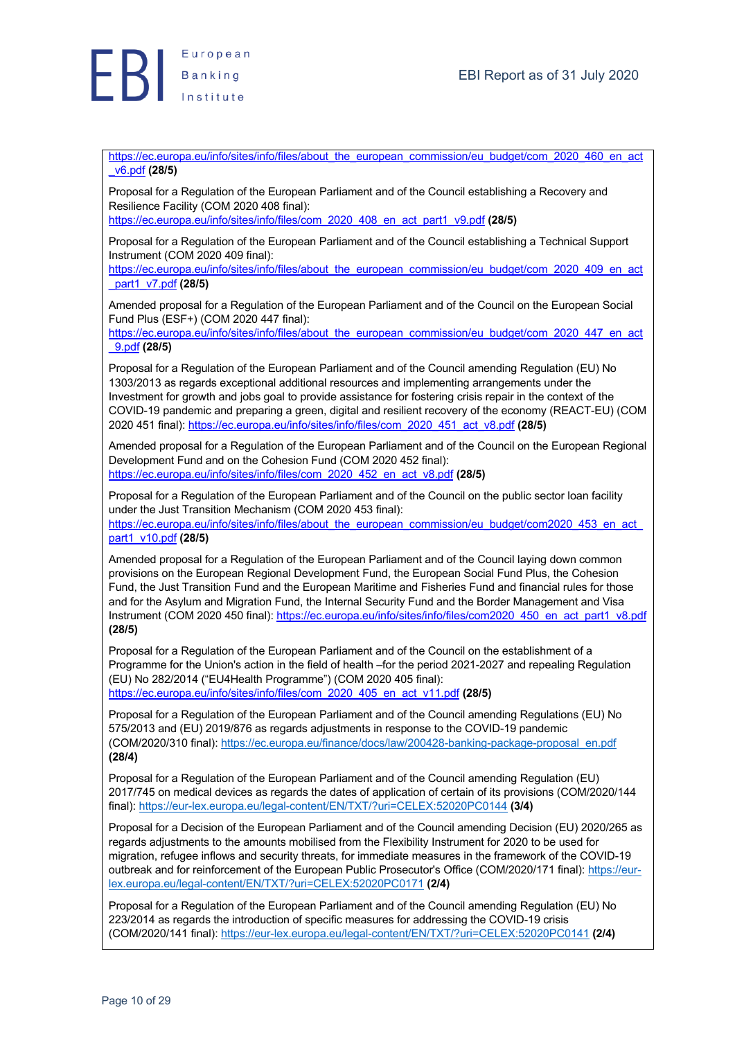https://ec.europa.eu/info/sites/info/files/about_the_european_commission/eu_budget/com_2020_460_en_act_v6.pdf **(28/5)**

Proposal for a Regulation of the European Parliament and of the Council establishing a Recovery and Resilience Facility (COM 2020 408 final): https://ec.europa.eu/info/sites/info/files/com_2020_408_en_act_part1_v9.pdf **(28/5)**

Proposal for a Regulation of the European Parliament and of the Council establishing a Technical Support Instrument (COM 2020 409 final): https://ec.europa.eu/info/sites/info/files/about_the_european_commission/eu_budget/com_2020_409_en_act_part1_v7.pdf **(28/5)**

Amended proposal for a Regulation of the European Parliament and of the Council on the European Social Fund Plus (ESF+) (COM 2020 447 final): https://ec.europa.eu/info/sites/info/files/about_the_european_commission/eu_budget/com_2020_447_en_act_9.pdf **(28/5)**

Proposal for a Regulation of the European Parliament and of the Council amending Regulation (EU) No 1303/2013 as regards exceptional additional resources and implementing arrangements under the Investment for growth and jobs goal to provide assistance for fostering crisis repair in the context of the COVID-19 pandemic and preparing a green, digital and resilient recovery of the economy (REACT-EU) (COM 2020 451 final): https://ec.europa.eu/info/sites/info/files/com_2020_451_act_v8.pdf **(28/5)**

Amended proposal for a Regulation of the European Parliament and of the Council on the European Regional Development Fund and on the Cohesion Fund (COM 2020 452 final): https://ec.europa.eu/info/sites/info/files/com_2020_452_en_act_v8.pdf **(28/5)**

Proposal for a Regulation of the European Parliament and of the Council on the public sector loan facility under the Just Transition Mechanism (COM 2020 453 final): https://ec.europa.eu/info/sites/info/files/about_the_european_commission/eu_budget/com2020_453_en_act_part1_v10.pdf **(28/5)**

Amended proposal for a Regulation of the European Parliament and of the Council laying down common provisions on the European Regional Development Fund, the European Social Fund Plus, the Cohesion Fund, the Just Transition Fund and the European Maritime and Fisheries Fund and financial rules for those and for the Asylum and Migration Fund, the Internal Security Fund and the Border Management and Visa Instrument (COM 2020 450 final): https://ec.europa.eu/info/sites/info/files/com2020_450_en_act_part1_v8.pdf **(28/5)**

Proposal for a Regulation of the European Parliament and of the Council on the establishment of a Programme for the Union's action in the field of health –for the period 2021-2027 and repealing Regulation (EU) No 282/2014 ("EU4Health Programme") (COM 2020 405 final): https://ec.europa.eu/info/sites/info/files/com_2020_405_en_act_v11.pdf **(28/5)**

Proposal for a Regulation of the European Parliament and of the Council amending Regulations (EU) No 575/2013 and (EU) 2019/876 as regards adjustments in response to the COVID-19 pandemic (COM/2020/310 final): https://ec.europa.eu/finance/docs/law/200428-banking-package-proposal_en.pdf **(28/4)**

Proposal for a Regulation of the European Parliament and of the Council amending Regulation (EU) 2017/745 on medical devices as regards the dates of application of certain of its provisions (COM/2020/144 final): https://eur-lex.europa.eu/legal-content/EN/TXT/?uri=CELEX:52020PC0144 **(3/4)**

Proposal for a Decision of the European Parliament and of the Council amending Decision (EU) 2020/265 as regards adjustments to the amounts mobilised from the Flexibility Instrument for 2020 to be used for migration, refugee inflows and security threats, for immediate measures in the framework of the COVID-19 outbreak and for reinforcement of the European Public Prosecutor's Office (COM/2020/171 final): https://eur-lex.europa.eu/legal-content/EN/TXT/?uri=CELEX:52020PC0171 **(2/4)**

Proposal for a Regulation of the European Parliament and of the Council amending Regulation (EU) No 223/2014 as regards the introduction of specific measures for addressing the COVID-19 crisis (COM/2020/141 final): https://eur-lex.europa.eu/legal-content/EN/TXT/?uri=CELEX:52020PC0141 **(2/4)**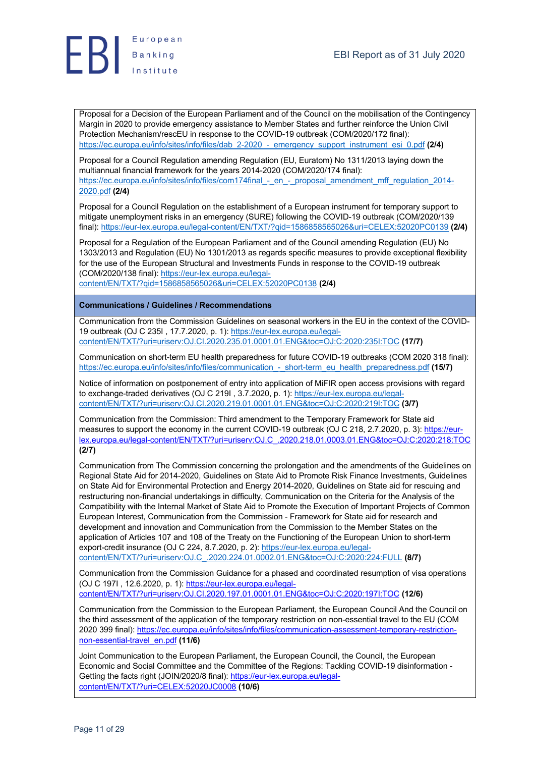Proposal for a Decision of the European Parliament and of the Council on the mobilisation of the Contingency Margin in 2020 to provide emergency assistance to Member States and further reinforce the Union Civil Protection Mechanism/rescEU in response to the COVID-19 outbreak (COM/2020/172 final): https://ec.europa.eu/info/sites/info/files/dab_2-2020_-_emergency_support_instrument_esi_0.pdf **(2/4)**

Proposal for a Council Regulation amending Regulation (EU, Euratom) No 1311/2013 laying down the multiannual financial framework for the years 2014-2020 (COM/2020/174 final): https://ec.europa.eu/info/sites/info/files/com174final_-_en_-_proposal_amendment_mff_regulation_2014-2020.pdf **(2/4)**

Proposal for a Council Regulation on the establishment of a European instrument for temporary support to mitigate unemployment risks in an emergency (SURE) following the COVID-19 outbreak (COM/2020/139 final): https://eur-lex.europa.eu/legal-content/EN/TXT/?qid=1586858565026&uri=CELEX:52020PC0139 **(2/4)**

Proposal for a Regulation of the European Parliament and of the Council amending Regulation (EU) No 1303/2013 and Regulation (EU) No 1301/2013 as regards specific measures to provide exceptional flexibility for the use of the European Structural and Investments Funds in response to the COVID-19 outbreak (COM/2020/138 final): https://eur-lex.europa.eu/legal-content/EN/TXT/?qid=1586858565026&uri=CELEX:52020PC0138 **(2/4)**

**Communications / Guidelines / Recommendations**

Communication from the Commission Guidelines on seasonal workers in the EU in the context of the COVID-19 outbreak (OJ C 235I , 17.7.2020, p. 1): https://eur-lex.europa.eu/legal-content/EN/TXT/?uri=uriserv:OJ.CI.2020.235.01.0001.01.ENG&toc=OJ:C:2020:235I:TOC **(17/7)**

Communication on short-term EU health preparedness for future COVID-19 outbreaks (COM 2020 318 final): https://ec.europa.eu/info/sites/info/files/communication_-_short-term_eu_health_preparedness.pdf **(15/7)**

Notice of information on postponement of entry into application of MiFIR open access provisions with regard to exchange-traded derivatives (OJ C 219I , 3.7.2020, p. 1): https://eur-lex.europa.eu/legal-content/EN/TXT/?uri=uriserv:OJ.CI.2020.219.01.0001.01.ENG&toc=OJ:C:2020:219I:TOC **(3/7)**

Communication from the Commission: Third amendment to the Temporary Framework for State aid measures to support the economy in the current COVID-19 outbreak (OJ C 218, 2.7.2020, p. 3): https://eur-lex.europa.eu/legal-content/EN/TXT/?uri=uriserv:OJ.C_.2020.218.01.0003.01.ENG&toc=OJ:C:2020:218:TOC **(2/7)**

Communication from The Commission concerning the prolongation and the amendments of the Guidelines on Regional State Aid for 2014-2020, Guidelines on State Aid to Promote Risk Finance Investments, Guidelines on State Aid for Environmental Protection and Energy 2014-2020, Guidelines on State aid for rescuing and restructuring non-financial undertakings in difficulty, Communication on the Criteria for the Analysis of the Compatibility with the Internal Market of State Aid to Promote the Execution of Important Projects of Common European Interest, Communication from the Commission - Framework for State aid for research and development and innovation and Communication from the Commission to the Member States on the application of Articles 107 and 108 of the Treaty on the Functioning of the European Union to short-term export-credit insurance (OJ C 224, 8.7.2020, p. 2): https://eur-lex.europa.eu/legal-content/EN/TXT/?uri=uriserv:OJ.C_.2020.224.01.0002.01.ENG&toc=OJ:C:2020:224:FULL **(8/7)**

Communication from the Commission Guidance for a phased and coordinated resumption of visa operations (OJ C 197I , 12.6.2020, p. 1): https://eur-lex.europa.eu/legal-content/EN/TXT/?uri=uriserv:OJ.CI.2020.197.01.0001.01.ENG&toc=OJ:C:2020:197I:TOC **(12/6)**

Communication from the Commission to the European Parliament, the European Council And the Council on the third assessment of the application of the temporary restriction on non-essential travel to the EU (COM 2020 399 final): https://ec.europa.eu/info/sites/info/files/communication-assessment-temporary-restriction-non-essential-travel_en.pdf **(11/6)**

Joint Communication to the European Parliament, the European Council, the Council, the European Economic and Social Committee and the Committee of the Regions: Tackling COVID-19 disinformation - Getting the facts right (JOIN/2020/8 final): https://eur-lex.europa.eu/legal-content/EN/TXT/?uri=CELEX:52020JC0008 **(10/6)**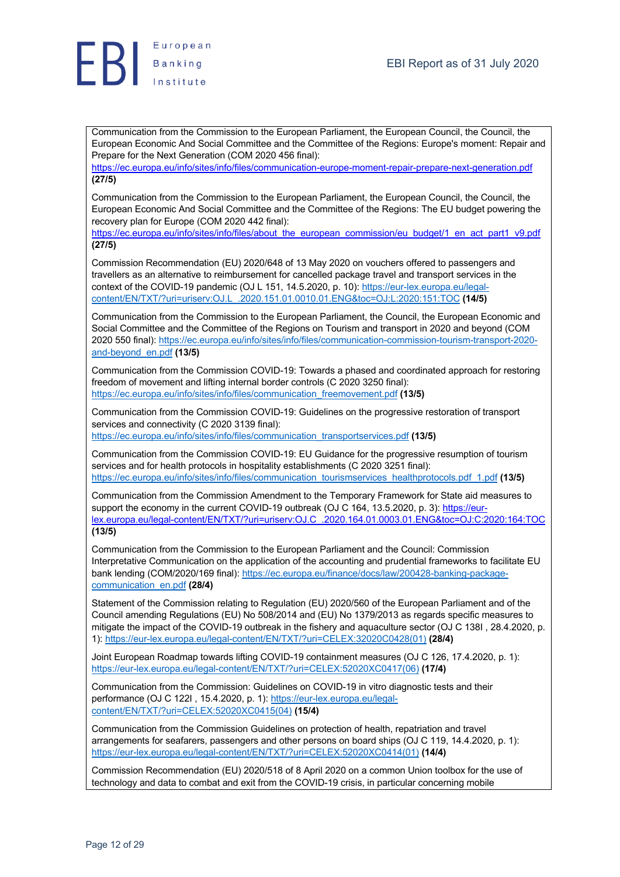Communication from the Commission to the European Parliament, the European Council, the Council, the European Economic And Social Committee and the Committee of the Regions: Europe's moment: Repair and Prepare for the Next Generation (COM 2020 456 final): https://ec.europa.eu/info/sites/info/files/communication-europe-moment-repair-prepare-next-generation.pdf **(27/5)**

Communication from the Commission to the European Parliament, the European Council, the Council, the European Economic And Social Committee and the Committee of the Regions: The EU budget powering the recovery plan for Europe (COM 2020 442 final): https://ec.europa.eu/info/sites/info/files/about_the_european_commission/eu_budget/1_en_act_part1_v9.pdf **(27/5)**

Commission Recommendation (EU) 2020/648 of 13 May 2020 on vouchers offered to passengers and travellers as an alternative to reimbursement for cancelled package travel and transport services in the context of the COVID-19 pandemic (OJ L 151, 14.5.2020, p. 10): https://eur-lex.europa.eu/legal-content/EN/TXT/?uri=uriserv:OJ.L_.2020.151.01.0010.01.ENG&toc=OJ:L:2020:151:TOC **(14/5)**

Communication from the Commission to the European Parliament, the Council, the European Economic and Social Committee and the Committee of the Regions on Tourism and transport in 2020 and beyond (COM 2020 550 final): https://ec.europa.eu/info/sites/info/files/communication-commission-tourism-transport-2020-and-beyond_en.pdf **(13/5)**

Communication from the Commission COVID-19: Towards a phased and coordinated approach for restoring freedom of movement and lifting internal border controls (C 2020 3250 final): https://ec.europa.eu/info/sites/info/files/communication_freemovement.pdf **(13/5)**

Communication from the Commission COVID-19: Guidelines on the progressive restoration of transport services and connectivity (C 2020 3139 final): https://ec.europa.eu/info/sites/info/files/communication_transportservices.pdf **(13/5)**

Communication from the Commission COVID-19: EU Guidance for the progressive resumption of tourism services and for health protocols in hospitality establishments (C 2020 3251 final): https://ec.europa.eu/info/sites/info/files/communication_tourismservices_healthprotocols.pdf_1.pdf **(13/5)**

Communication from the Commission Amendment to the Temporary Framework for State aid measures to support the economy in the current COVID-19 outbreak (OJ C 164, 13.5.2020, p. 3): https://eur-lex.europa.eu/legal-content/EN/TXT/?uri=uriserv:OJ.C_.2020.164.01.0003.01.ENG&toc=OJ:C:2020:164:TOC **(13/5)**

Communication from the Commission to the European Parliament and the Council: Commission Interpretative Communication on the application of the accounting and prudential frameworks to facilitate EU bank lending (COM/2020/169 final): https://ec.europa.eu/finance/docs/law/200428-banking-package-communication_en.pdf **(28/4)**

Statement of the Commission relating to Regulation (EU) 2020/560 of the European Parliament and of the Council amending Regulations (EU) No 508/2014 and (EU) No 1379/2013 as regards specific measures to mitigate the impact of the COVID-19 outbreak in the fishery and aquaculture sector (OJ C 138I , 28.4.2020, p. 1): https://eur-lex.europa.eu/legal-content/EN/TXT/?uri=CELEX:32020C0428(01) **(28/4)**

Joint European Roadmap towards lifting COVID-19 containment measures (OJ C 126, 17.4.2020, p. 1): https://eur-lex.europa.eu/legal-content/EN/TXT/?uri=CELEX:52020XC0417(06) **(17/4)**

Communication from the Commission: Guidelines on COVID-19 in vitro diagnostic tests and their performance (OJ C 122I , 15.4.2020, p. 1): https://eur-lex.europa.eu/legal-content/EN/TXT/?uri=CELEX:52020XC0415(04) **(15/4)**

Communication from the Commission Guidelines on protection of health, repatriation and travel arrangements for seafarers, passengers and other persons on board ships (OJ C 119, 14.4.2020, p. 1): https://eur-lex.europa.eu/legal-content/EN/TXT/?uri=CELEX:52020XC0414(01) **(14/4)**

Commission Recommendation (EU) 2020/518 of 8 April 2020 on a common Union toolbox for the use of technology and data to combat and exit from the COVID-19 crisis, in particular concerning mobile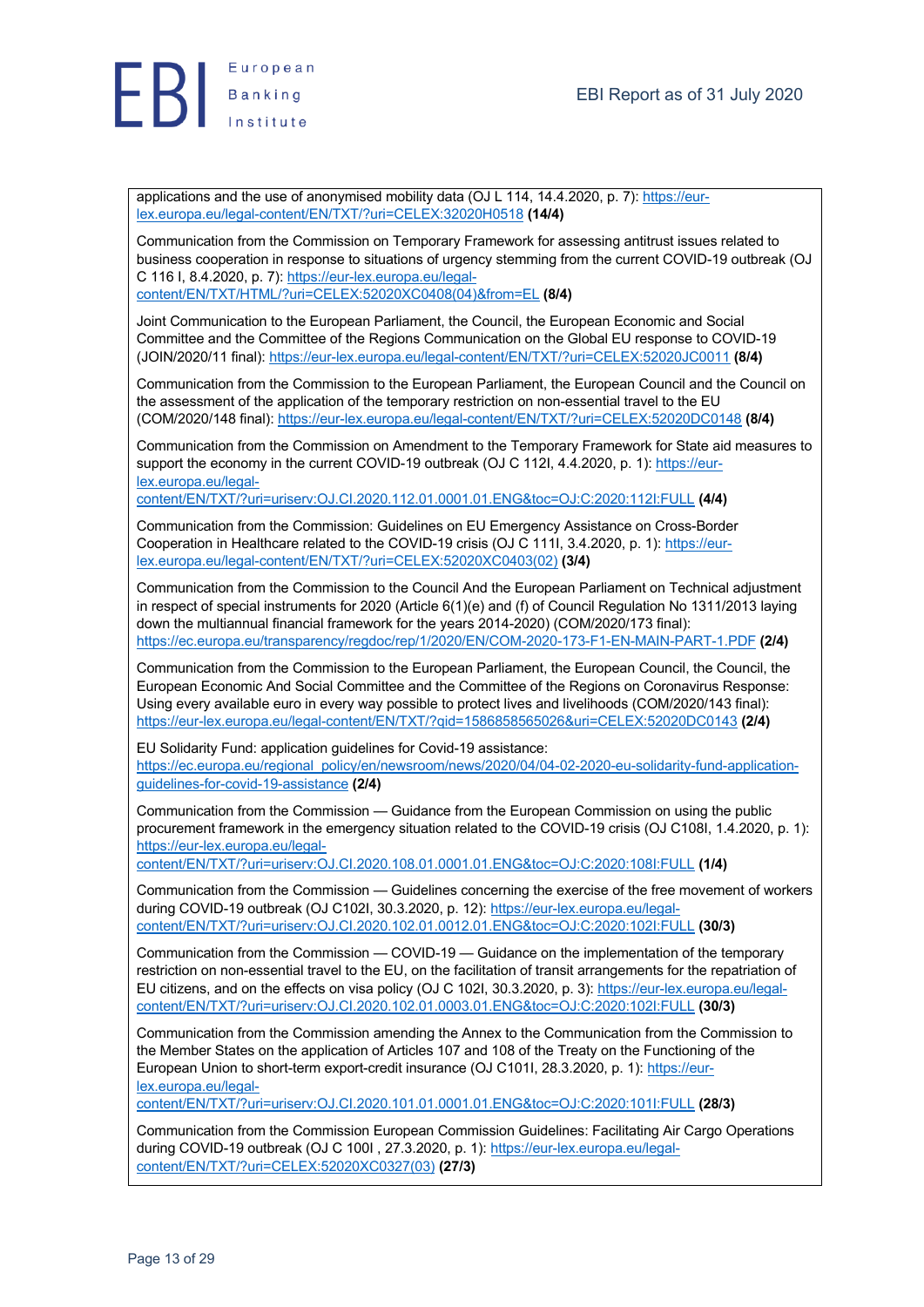applications and the use of anonymised mobility data (OJ L 114, 14.4.2020, p. 7): https://eur-lex.europa.eu/legal-content/EN/TXT/?uri=CELEX:32020H0518 **(14/4)**

Communication from the Commission on Temporary Framework for assessing antitrust issues related to business cooperation in response to situations of urgency stemming from the current COVID-19 outbreak (OJ C 116 I, 8.4.2020, p. 7): https://eur-lex.europa.eu/legal-content/EN/TXT/HTML/?uri=CELEX:52020XC0408(04)&from=EL **(8/4)**

Joint Communication to the European Parliament, the Council, the European Economic and Social Committee and the Committee of the Regions Communication on the Global EU response to COVID-19 (JOIN/2020/11 final): https://eur-lex.europa.eu/legal-content/EN/TXT/?uri=CELEX:52020JC0011 **(8/4)**

Communication from the Commission to the European Parliament, the European Council and the Council on the assessment of the application of the temporary restriction on non-essential travel to the EU (COM/2020/148 final): https://eur-lex.europa.eu/legal-content/EN/TXT/?uri=CELEX:52020DC0148 **(8/4)**

Communication from the Commission on Amendment to the Temporary Framework for State aid measures to support the economy in the current COVID-19 outbreak (OJ C 112I, 4.4.2020, p. 1): https://eur-lex.europa.eu/legal-content/EN/TXT/?uri=uriserv:OJ.CI.2020.112.01.0001.01.ENG&toc=OJ:C:2020:112I:FULL **(4/4)**

Communication from the Commission: Guidelines on EU Emergency Assistance on Cross-Border Cooperation in Healthcare related to the COVID-19 crisis (OJ C 111I, 3.4.2020, p. 1): https://eur-lex.europa.eu/legal-content/EN/TXT/?uri=CELEX:52020XC0403(02) **(3/4)**

Communication from the Commission to the Council And the European Parliament on Technical adjustment in respect of special instruments for 2020 (Article 6(1)(e) and (f) of Council Regulation No 1311/2013 laying down the multiannual financial framework for the years 2014-2020) (COM/2020/173 final): https://ec.europa.eu/transparency/regdoc/rep/1/2020/EN/COM-2020-173-F1-EN-MAIN-PART-1.PDF **(2/4)**

Communication from the Commission to the European Parliament, the European Council, the Council, the European Economic And Social Committee and the Committee of the Regions on Coronavirus Response: Using every available euro in every way possible to protect lives and livelihoods (COM/2020/143 final): https://eur-lex.europa.eu/legal-content/EN/TXT/?qid=1586858565026&uri=CELEX:52020DC0143 **(2/4)**

EU Solidarity Fund: application guidelines for Covid-19 assistance: https://ec.europa.eu/regional_policy/en/newsroom/news/2020/04/04-02-2020-eu-solidarity-fund-application-guidelines-for-covid-19-assistance **(2/4)**

Communication from the Commission — Guidance from the European Commission on using the public procurement framework in the emergency situation related to the COVID-19 crisis (OJ C108I, 1.4.2020, p. 1): https://eur-lex.europa.eu/legal-content/EN/TXT/?uri=uriserv:OJ.CI.2020.108.01.0001.01.ENG&toc=OJ:C:2020:108I:FULL **(1/4)**

Communication from the Commission — Guidelines concerning the exercise of the free movement of workers during COVID-19 outbreak (OJ C102I, 30.3.2020, p. 12): https://eur-lex.europa.eu/legal-content/EN/TXT/?uri=uriserv:OJ.CI.2020.102.01.0012.01.ENG&toc=OJ:C:2020:102I:FULL **(30/3)**

Communication from the Commission — COVID-19 — Guidance on the implementation of the temporary restriction on non-essential travel to the EU, on the facilitation of transit arrangements for the repatriation of EU citizens, and on the effects on visa policy (OJ C 102I, 30.3.2020, p. 3): https://eur-lex.europa.eu/legal-content/EN/TXT/?uri=uriserv:OJ.CI.2020.102.01.0003.01.ENG&toc=OJ:C:2020:102I:FULL **(30/3)**

Communication from the Commission amending the Annex to the Communication from the Commission to the Member States on the application of Articles 107 and 108 of the Treaty on the Functioning of the European Union to short-term export-credit insurance (OJ C101I, 28.3.2020, p. 1): https://eur-lex.europa.eu/legal-content/EN/TXT/?uri=uriserv:OJ.CI.2020.101.01.0001.01.ENG&toc=OJ:C:2020:101I:FULL **(28/3)**

Communication from the Commission European Commission Guidelines: Facilitating Air Cargo Operations during COVID-19 outbreak (OJ C 100I , 27.3.2020, p. 1): https://eur-lex.europa.eu/legal-content/EN/TXT/?uri=CELEX:52020XC0327(03) **(27/3)**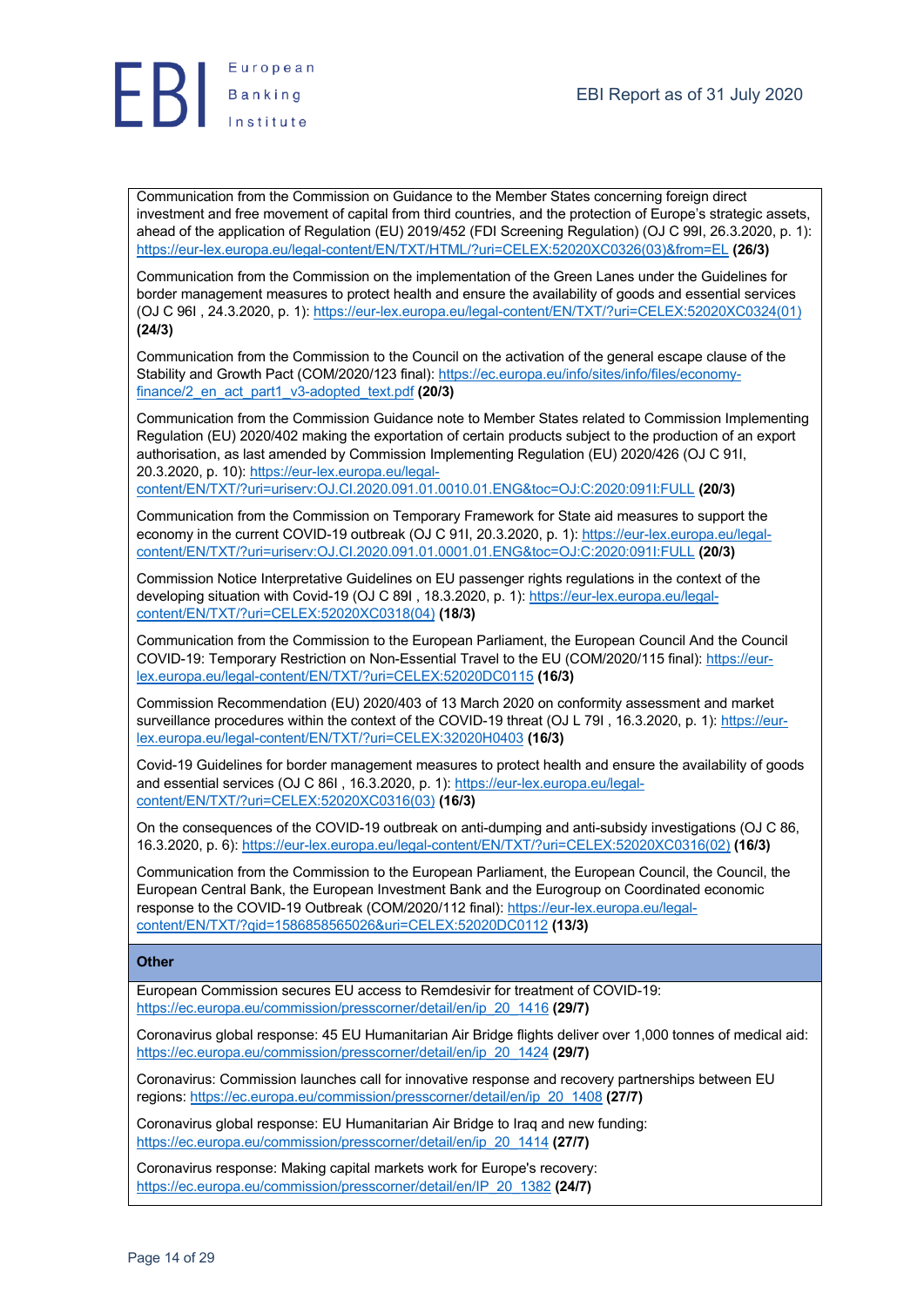Communication from the Commission on Guidance to the Member States concerning foreign direct investment and free movement of capital from third countries, and the protection of Europe's strategic assets, ahead of the application of Regulation (EU) 2019/452 (FDI Screening Regulation) (OJ C 99I, 26.3.2020, p. 1): https://eur-lex.europa.eu/legal-content/EN/TXT/HTML/?uri=CELEX:52020XC0326(03)&from=EL **(26/3)**

Communication from the Commission on the implementation of the Green Lanes under the Guidelines for border management measures to protect health and ensure the availability of goods and essential services (OJ C 96I , 24.3.2020, p. 1): https://eur-lex.europa.eu/legal-content/EN/TXT/?uri=CELEX:52020XC0324(01) **(24/3)**

Communication from the Commission to the Council on the activation of the general escape clause of the Stability and Growth Pact (COM/2020/123 final): https://ec.europa.eu/info/sites/info/files/economy-finance/2_en_act_part1_v3-adopted_text.pdf **(20/3)**

Communication from the Commission Guidance note to Member States related to Commission Implementing Regulation (EU) 2020/402 making the exportation of certain products subject to the production of an export authorisation, as last amended by Commission Implementing Regulation (EU) 2020/426 (OJ C 91I, 20.3.2020, p. 10): https://eur-lex.europa.eu/legal-content/EN/TXT/?uri=uriserv:OJ.CI.2020.091.01.0010.01.ENG&toc=OJ:C:2020:091I:FULL **(20/3)**

Communication from the Commission on Temporary Framework for State aid measures to support the economy in the current COVID-19 outbreak (OJ C 91I, 20.3.2020, p. 1): https://eur-lex.europa.eu/legal-content/EN/TXT/?uri=uriserv:OJ.CI.2020.091.01.0001.01.ENG&toc=OJ:C:2020:091I:FULL **(20/3)**

Commission Notice Interpretative Guidelines on EU passenger rights regulations in the context of the developing situation with Covid-19 (OJ C 89I , 18.3.2020, p. 1): https://eur-lex.europa.eu/legal-content/EN/TXT/?uri=CELEX:52020XC0318(04) **(18/3)**

Communication from the Commission to the European Parliament, the European Council And the Council COVID-19: Temporary Restriction on Non-Essential Travel to the EU (COM/2020/115 final): https://eur-lex.europa.eu/legal-content/EN/TXT/?uri=CELEX:52020DC0115 **(16/3)**

Commission Recommendation (EU) 2020/403 of 13 March 2020 on conformity assessment and market surveillance procedures within the context of the COVID-19 threat (OJ L 79I , 16.3.2020, p. 1): https://eur-lex.europa.eu/legal-content/EN/TXT/?uri=CELEX:32020H0403 **(16/3)**

Covid-19 Guidelines for border management measures to protect health and ensure the availability of goods and essential services (OJ C 86I , 16.3.2020, p. 1): https://eur-lex.europa.eu/legal-content/EN/TXT/?uri=CELEX:52020XC0316(03) **(16/3)**

On the consequences of the COVID-19 outbreak on anti-dumping and anti-subsidy investigations (OJ C 86, 16.3.2020, p. 6): https://eur-lex.europa.eu/legal-content/EN/TXT/?uri=CELEX:52020XC0316(02) **(16/3)**

Communication from the Commission to the European Parliament, the European Council, the Council, the European Central Bank, the European Investment Bank and the Eurogroup on Coordinated economic response to the COVID-19 Outbreak (COM/2020/112 final): https://eur-lex.europa.eu/legal-content/EN/TXT/?qid=1586858565026&uri=CELEX:52020DC0112 **(13/3)**

**Other**

European Commission secures EU access to Remdesivir for treatment of COVID-19: https://ec.europa.eu/commission/presscorner/detail/en/ip_20_1416 **(29/7)**

Coronavirus global response: 45 EU Humanitarian Air Bridge flights deliver over 1,000 tonnes of medical aid: https://ec.europa.eu/commission/presscorner/detail/en/ip_20_1424 **(29/7)**

Coronavirus: Commission launches call for innovative response and recovery partnerships between EU regions: https://ec.europa.eu/commission/presscorner/detail/en/ip_20_1408 **(27/7)**

Coronavirus global response: EU Humanitarian Air Bridge to Iraq and new funding: https://ec.europa.eu/commission/presscorner/detail/en/ip_20_1414 **(27/7)**

Coronavirus response: Making capital markets work for Europe's recovery: https://ec.europa.eu/commission/presscorner/detail/en/IP_20_1382 **(24/7)**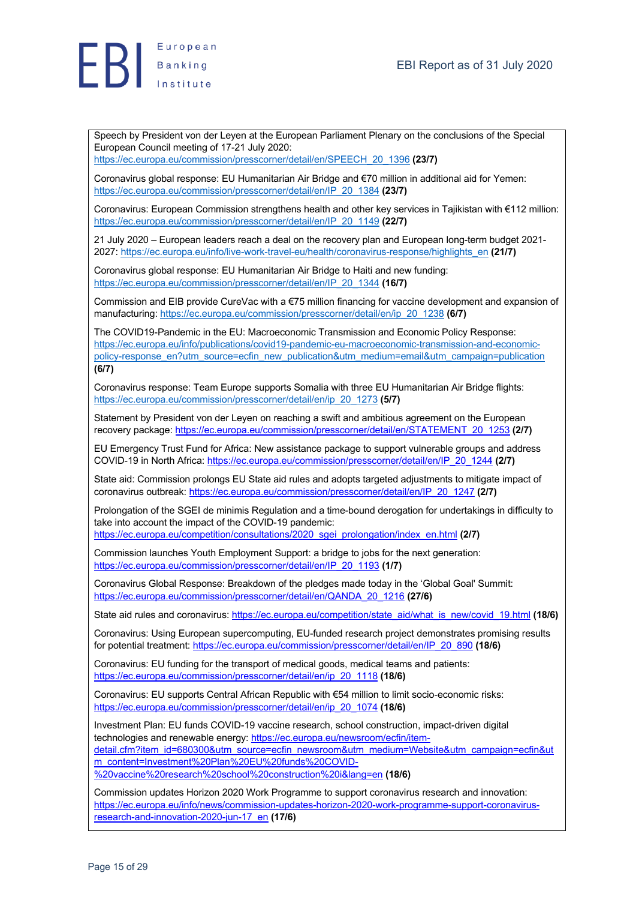Speech by President von der Leyen at the European Parliament Plenary on the conclusions of the Special European Council meeting of 17-21 July 2020: https://ec.europa.eu/commission/presscorner/detail/en/SPEECH_20_1396 **(23/7)**

Coronavirus global response: EU Humanitarian Air Bridge and €70 million in additional aid for Yemen: https://ec.europa.eu/commission/presscorner/detail/en/IP_20_1384 **(23/7)**

Coronavirus: European Commission strengthens health and other key services in Tajikistan with €112 million: https://ec.europa.eu/commission/presscorner/detail/en/IP_20_1149 **(22/7)**

21 July 2020 – European leaders reach a deal on the recovery plan and European long-term budget 2021-2027: https://ec.europa.eu/info/live-work-travel-eu/health/coronavirus-response/highlights_en **(21/7)**

Coronavirus global response: EU Humanitarian Air Bridge to Haiti and new funding: https://ec.europa.eu/commission/presscorner/detail/en/IP_20_1344 **(16/7)**

Commission and EIB provide CureVac with a €75 million financing for vaccine development and expansion of manufacturing: https://ec.europa.eu/commission/presscorner/detail/en/ip_20_1238 **(6/7)**

The COVID19-Pandemic in the EU: Macroeconomic Transmission and Economic Policy Response: https://ec.europa.eu/info/publications/covid19-pandemic-eu-macroeconomic-transmission-and-economic-policy-response_en?utm_source=ecfin_new_publication&utm_medium=email&utm_campaign=publication **(6/7)**

Coronavirus response: Team Europe supports Somalia with three EU Humanitarian Air Bridge flights: https://ec.europa.eu/commission/presscorner/detail/en/ip_20_1273 **(5/7)**

Statement by President von der Leyen on reaching a swift and ambitious agreement on the European recovery package: https://ec.europa.eu/commission/presscorner/detail/en/STATEMENT_20_1253 **(2/7)**

EU Emergency Trust Fund for Africa: New assistance package to support vulnerable groups and address COVID-19 in North Africa: https://ec.europa.eu/commission/presscorner/detail/en/IP_20_1244 **(2/7)**

State aid: Commission prolongs EU State aid rules and adopts targeted adjustments to mitigate impact of coronavirus outbreak: https://ec.europa.eu/commission/presscorner/detail/en/IP_20_1247 **(2/7)**

Prolongation of the SGEI de minimis Regulation and a time-bound derogation for undertakings in difficulty to take into account the impact of the COVID-19 pandemic: https://ec.europa.eu/competition/consultations/2020_sgei_prolongation/index_en.html **(2/7)**

Commission launches Youth Employment Support: a bridge to jobs for the next generation: https://ec.europa.eu/commission/presscorner/detail/en/IP_20_1193 **(1/7)**

Coronavirus Global Response: Breakdown of the pledges made today in the 'Global Goal' Summit: https://ec.europa.eu/commission/presscorner/detail/en/QANDA_20_1216 **(27/6)**

State aid rules and coronavirus: https://ec.europa.eu/competition/state_aid/what_is_new/covid_19.html **(18/6)**

Coronavirus: Using European supercomputing, EU-funded research project demonstrates promising results for potential treatment: https://ec.europa.eu/commission/presscorner/detail/en/IP_20_890 **(18/6)**

Coronavirus: EU funding for the transport of medical goods, medical teams and patients: https://ec.europa.eu/commission/presscorner/detail/en/ip_20_1118 **(18/6)**

Coronavirus: EU supports Central African Republic with €54 million to limit socio-economic risks: https://ec.europa.eu/commission/presscorner/detail/en/ip_20_1074 **(18/6)**

Investment Plan: EU funds COVID-19 vaccine research, school construction, impact-driven digital technologies and renewable energy: https://ec.europa.eu/newsroom/ecfin/item-detail.cfm?item_id=680300&utm_source=ecfin_newsroom&utm_medium=Website&utm_campaign=ecfin&utm_content=Investment%20Plan%20EU%20funds%20COVID-%20vaccine%20research%20school%20construction%20i&lang=en **(18/6)**

Commission updates Horizon 2020 Work Programme to support coronavirus research and innovation: https://ec.europa.eu/info/news/commission-updates-horizon-2020-work-programme-support-coronavirus-research-and-innovation-2020-jun-17_en **(17/6)**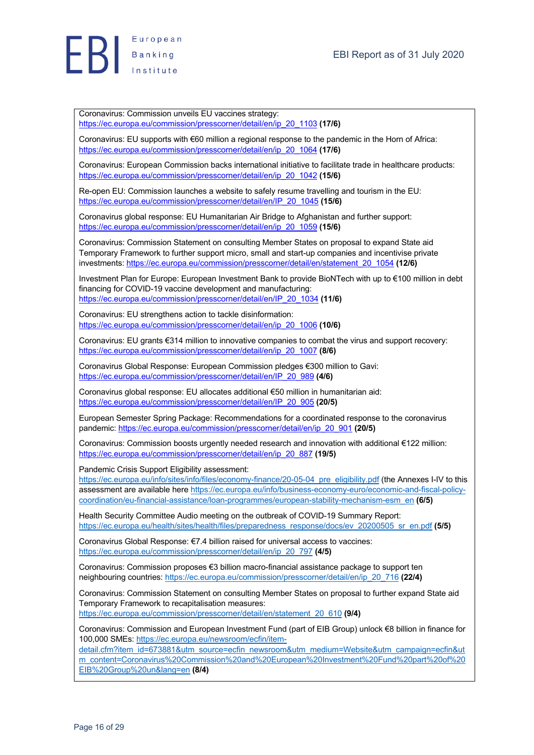Coronavirus: Commission unveils EU vaccines strategy: https://ec.europa.eu/commission/presscorner/detail/en/ip_20_1103 **(17/6)**

Coronavirus: EU supports with €60 million a regional response to the pandemic in the Horn of Africa: https://ec.europa.eu/commission/presscorner/detail/en/ip_20_1064 **(17/6)**

Coronavirus: European Commission backs international initiative to facilitate trade in healthcare products: https://ec.europa.eu/commission/presscorner/detail/en/ip_20_1042 **(15/6)**

Re-open EU: Commission launches a website to safely resume travelling and tourism in the EU: https://ec.europa.eu/commission/presscorner/detail/en/IP_20_1045 **(15/6)**

Coronavirus global response: EU Humanitarian Air Bridge to Afghanistan and further support: https://ec.europa.eu/commission/presscorner/detail/en/ip_20_1059 **(15/6)**

Coronavirus: Commission Statement on consulting Member States on proposal to expand State aid Temporary Framework to further support micro, small and start-up companies and incentivise private investments: https://ec.europa.eu/commission/presscorner/detail/en/statement_20_1054 **(12/6)**

Investment Plan for Europe: European Investment Bank to provide BioNTech with up to €100 million in debt financing for COVID-19 vaccine development and manufacturing: https://ec.europa.eu/commission/presscorner/detail/en/IP_20_1034 **(11/6)**

Coronavirus: EU strengthens action to tackle disinformation: https://ec.europa.eu/commission/presscorner/detail/en/ip_20_1006 **(10/6)**

Coronavirus: EU grants €314 million to innovative companies to combat the virus and support recovery: https://ec.europa.eu/commission/presscorner/detail/en/ip_20_1007 **(8/6)**

Coronavirus Global Response: European Commission pledges €300 million to Gavi: https://ec.europa.eu/commission/presscorner/detail/en/IP_20_989 **(4/6)**

Coronavirus global response: EU allocates additional €50 million in humanitarian aid: https://ec.europa.eu/commission/presscorner/detail/en/IP_20_905 **(20/5)**

European Semester Spring Package: Recommendations for a coordinated response to the coronavirus pandemic: https://ec.europa.eu/commission/presscorner/detail/en/ip_20_901 **(20/5)**

Coronavirus: Commission boosts urgently needed research and innovation with additional €122 million: https://ec.europa.eu/commission/presscorner/detail/en/ip_20_887 **(19/5)**

Pandemic Crisis Support Eligibility assessment: https://ec.europa.eu/info/sites/info/files/economy-finance/20-05-04_pre_eligibility.pdf (the Annexes I-IV to this assessment are available here https://ec.europa.eu/info/business-economy-euro/economic-and-fiscal-policy-coordination/eu-financial-assistance/loan-programmes/european-stability-mechanism-esm_en **(6/5)**

Health Security Committee Audio meeting on the outbreak of COVID-19 Summary Report: https://ec.europa.eu/health/sites/health/files/preparedness_response/docs/ev_20200505_sr_en.pdf **(5/5)**

Coronavirus Global Response: €7.4 billion raised for universal access to vaccines: https://ec.europa.eu/commission/presscorner/detail/en/ip_20_797 **(4/5)**

Coronavirus: Commission proposes €3 billion macro-financial assistance package to support ten neighbouring countries: https://ec.europa.eu/commission/presscorner/detail/en/ip_20_716 **(22/4)**

Coronavirus: Commission Statement on consulting Member States on proposal to further expand State aid Temporary Framework to recapitalisation measures: https://ec.europa.eu/commission/presscorner/detail/en/statement_20_610 **(9/4)**

Coronavirus: Commission and European Investment Fund (part of EIB Group) unlock €8 billion in finance for 100,000 SMEs: https://ec.europa.eu/newsroom/ecfin/item-detail.cfm?item_id=673881&utm_source=ecfin_newsroom&utm_medium=Website&utm_campaign=ecfin&utm_content=Coronavirus%20Commission%20and%20European%20Investment%20Fund%20part%20of%20EIB%20Group%20un&lang=en **(8/4)**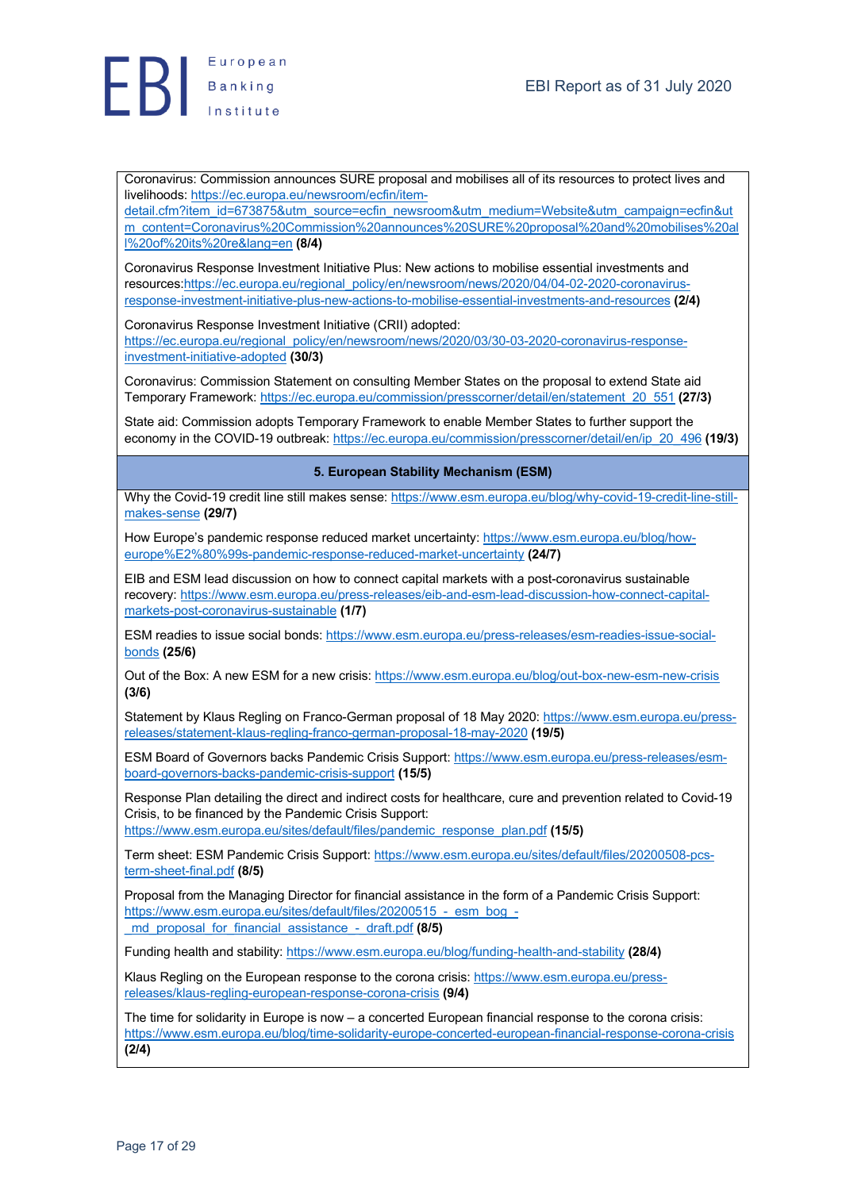Coronavirus: Commission announces SURE proposal and mobilises all of its resources to protect lives and livelihoods: https://ec.europa.eu/newsroom/ecfin/item-detail.cfm?item_id=673875&utm_source=ecfin_newsroom&utm_medium=Website&utm_campaign=ecfin&utm_content=Coronavirus%20Commission%20announces%20SURE%20proposal%20and%20mobilises%20all%20of%20its%20re&lang=en **(8/4)**

Coronavirus Response Investment Initiative Plus: New actions to mobilise essential investments and resources:https://ec.europa.eu/regional_policy/en/newsroom/news/2020/04/04-02-2020-coronavirus-response-investment-initiative-plus-new-actions-to-mobilise-essential-investments-and-resources **(2/4)**

Coronavirus Response Investment Initiative (CRII) adopted: https://ec.europa.eu/regional_policy/en/newsroom/news/2020/03/30-03-2020-coronavirus-response-investment-initiative-adopted **(30/3)**

Coronavirus: Commission Statement on consulting Member States on the proposal to extend State aid Temporary Framework: https://ec.europa.eu/commission/presscorner/detail/en/statement_20_551 **(27/3)**

State aid: Commission adopts Temporary Framework to enable Member States to further support the economy in the COVID-19 outbreak: https://ec.europa.eu/commission/presscorner/detail/en/ip_20_496 **(19/3)**

## 5. European Stability Mechanism (ESM)

Why the Covid-19 credit line still makes sense: https://www.esm.europa.eu/blog/why-covid-19-credit-line-still-makes-sense **(29/7)**

How Europe's pandemic response reduced market uncertainty: https://www.esm.europa.eu/blog/how-europe%E2%80%99s-pandemic-response-reduced-market-uncertainty **(24/7)**

EIB and ESM lead discussion on how to connect capital markets with a post-coronavirus sustainable recovery: https://www.esm.europa.eu/press-releases/eib-and-esm-lead-discussion-how-connect-capital-markets-post-coronavirus-sustainable **(1/7)**

ESM readies to issue social bonds: https://www.esm.europa.eu/press-releases/esm-readies-issue-social-bonds **(25/6)**

Out of the Box: A new ESM for a new crisis: https://www.esm.europa.eu/blog/out-box-new-esm-new-crisis **(3/6)**

Statement by Klaus Regling on Franco-German proposal of 18 May 2020: https://www.esm.europa.eu/press-releases/statement-klaus-regling-franco-german-proposal-18-may-2020 **(19/5)**

ESM Board of Governors backs Pandemic Crisis Support: https://www.esm.europa.eu/press-releases/esm-board-governors-backs-pandemic-crisis-support **(15/5)**

Response Plan detailing the direct and indirect costs for healthcare, cure and prevention related to Covid-19 Crisis, to be financed by the Pandemic Crisis Support: https://www.esm.europa.eu/sites/default/files/pandemic_response_plan.pdf **(15/5)**

Term sheet: ESM Pandemic Crisis Support: https://www.esm.europa.eu/sites/default/files/20200508-pcs-term-sheet-final.pdf **(8/5)**

Proposal from the Managing Director for financial assistance in the form of a Pandemic Crisis Support: https://www.esm.europa.eu/sites/default/files/20200515_-_esm_bog_-_md_proposal_for_financial_assistance_-_draft.pdf **(8/5)**

Funding health and stability: https://www.esm.europa.eu/blog/funding-health-and-stability **(28/4)**

Klaus Regling on the European response to the corona crisis: https://www.esm.europa.eu/press-releases/klaus-regling-european-response-corona-crisis **(9/4)**

The time for solidarity in Europe is now – a concerted European financial response to the corona crisis: https://www.esm.europa.eu/blog/time-solidarity-europe-concerted-european-financial-response-corona-crisis **(2/4)**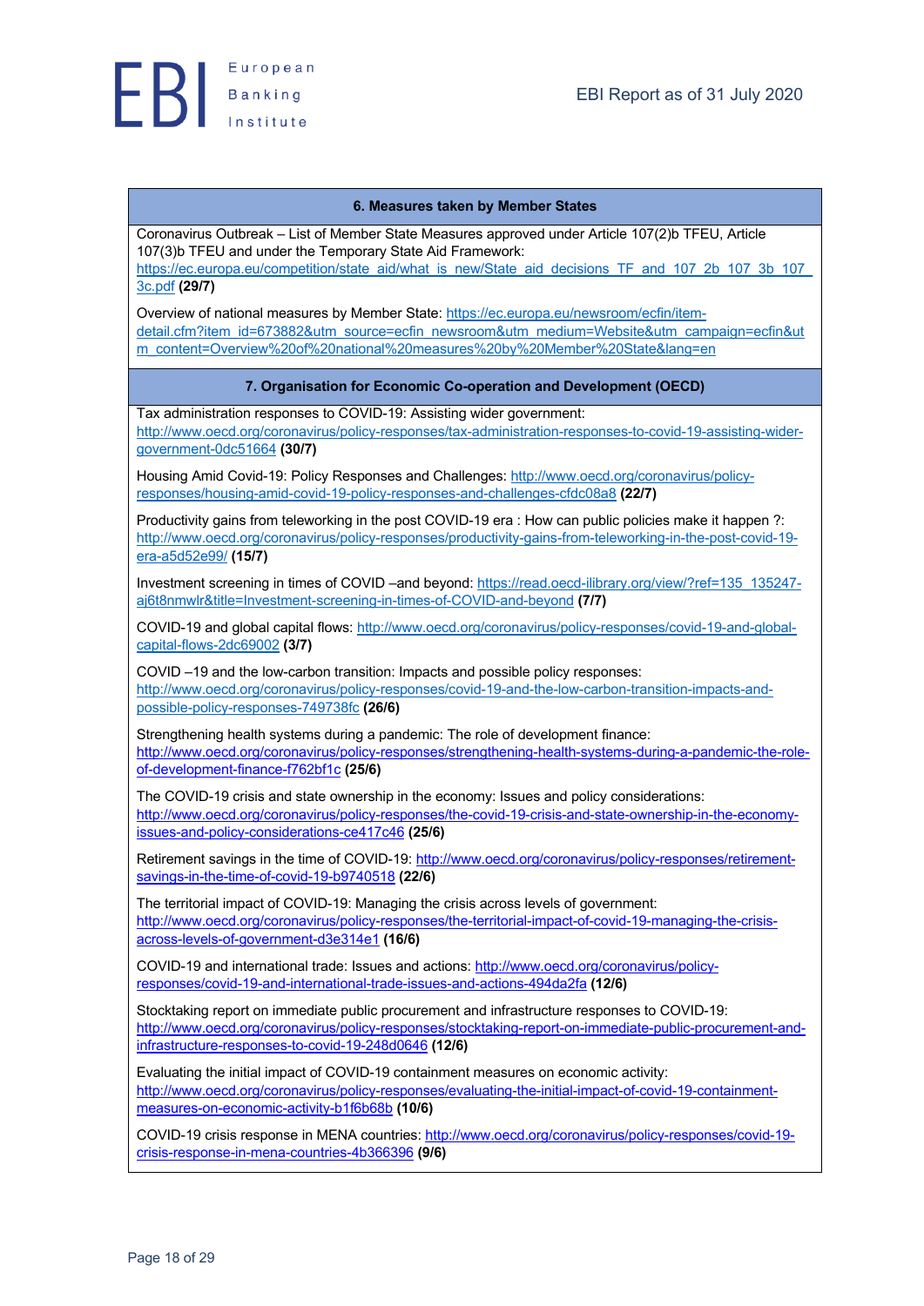## 6. Measures taken by Member States

Coronavirus Outbreak – List of Member State Measures approved under Article 107(2)b TFEU, Article 107(3)b TFEU and under the Temporary State Aid Framework: https://ec.europa.eu/competition/state_aid/what_is_new/State_aid_decisions_TF_and_107_2b_107_3b_107_3c.pdf **(29/7)**

Overview of national measures by Member State: https://ec.europa.eu/newsroom/ecfin/item-detail.cfm?item_id=673882&utm_source=ecfin_newsroom&utm_medium=Website&utm_campaign=ecfin&utm_content=Overview%20of%20national%20measures%20by%20Member%20State&lang=en

## 7. Organisation for Economic Co-operation and Development (OECD)

Tax administration responses to COVID-19: Assisting wider government: http://www.oecd.org/coronavirus/policy-responses/tax-administration-responses-to-covid-19-assisting-wider-government-0dc51664 **(30/7)**

Housing Amid Covid-19: Policy Responses and Challenges: http://www.oecd.org/coronavirus/policy-responses/housing-amid-covid-19-policy-responses-and-challenges-cfdc08a8 **(22/7)**

Productivity gains from teleworking in the post COVID-19 era : How can public policies make it happen ?: http://www.oecd.org/coronavirus/policy-responses/productivity-gains-from-teleworking-in-the-post-covid-19-era-a5d52e99/ **(15/7)**

Investment screening in times of COVID –and beyond: https://read.oecd-ilibrary.org/view/?ref=135_135247-aj6t8nmwlr&title=Investment-screening-in-times-of-COVID-and-beyond **(7/7)**

COVID-19 and global capital flows: http://www.oecd.org/coronavirus/policy-responses/covid-19-and-global-capital-flows-2dc69002 **(3/7)**

COVID –19 and the low-carbon transition: Impacts and possible policy responses: http://www.oecd.org/coronavirus/policy-responses/covid-19-and-the-low-carbon-transition-impacts-and-possible-policy-responses-749738fc **(26/6)**

Strengthening health systems during a pandemic: The role of development finance: http://www.oecd.org/coronavirus/policy-responses/strengthening-health-systems-during-a-pandemic-the-role-of-development-finance-f762bf1c **(25/6)**

The COVID-19 crisis and state ownership in the economy: Issues and policy considerations: http://www.oecd.org/coronavirus/policy-responses/the-covid-19-crisis-and-state-ownership-in-the-economy-issues-and-policy-considerations-ce417c46 **(25/6)**

Retirement savings in the time of COVID-19: http://www.oecd.org/coronavirus/policy-responses/retirement-savings-in-the-time-of-covid-19-b9740518 **(22/6)**

The territorial impact of COVID-19: Managing the crisis across levels of government: http://www.oecd.org/coronavirus/policy-responses/the-territorial-impact-of-covid-19-managing-the-crisis-across-levels-of-government-d3e314e1 **(16/6)**

COVID-19 and international trade: Issues and actions: http://www.oecd.org/coronavirus/policy-responses/covid-19-and-international-trade-issues-and-actions-494da2fa **(12/6)**

Stocktaking report on immediate public procurement and infrastructure responses to COVID-19: http://www.oecd.org/coronavirus/policy-responses/stocktaking-report-on-immediate-public-procurement-and-infrastructure-responses-to-covid-19-248d0646 **(12/6)**

Evaluating the initial impact of COVID-19 containment measures on economic activity: http://www.oecd.org/coronavirus/policy-responses/evaluating-the-initial-impact-of-covid-19-containment-measures-on-economic-activity-b1f6b68b **(10/6)**

COVID-19 crisis response in MENA countries: http://www.oecd.org/coronavirus/policy-responses/covid-19-crisis-response-in-mena-countries-4b366396 **(9/6)**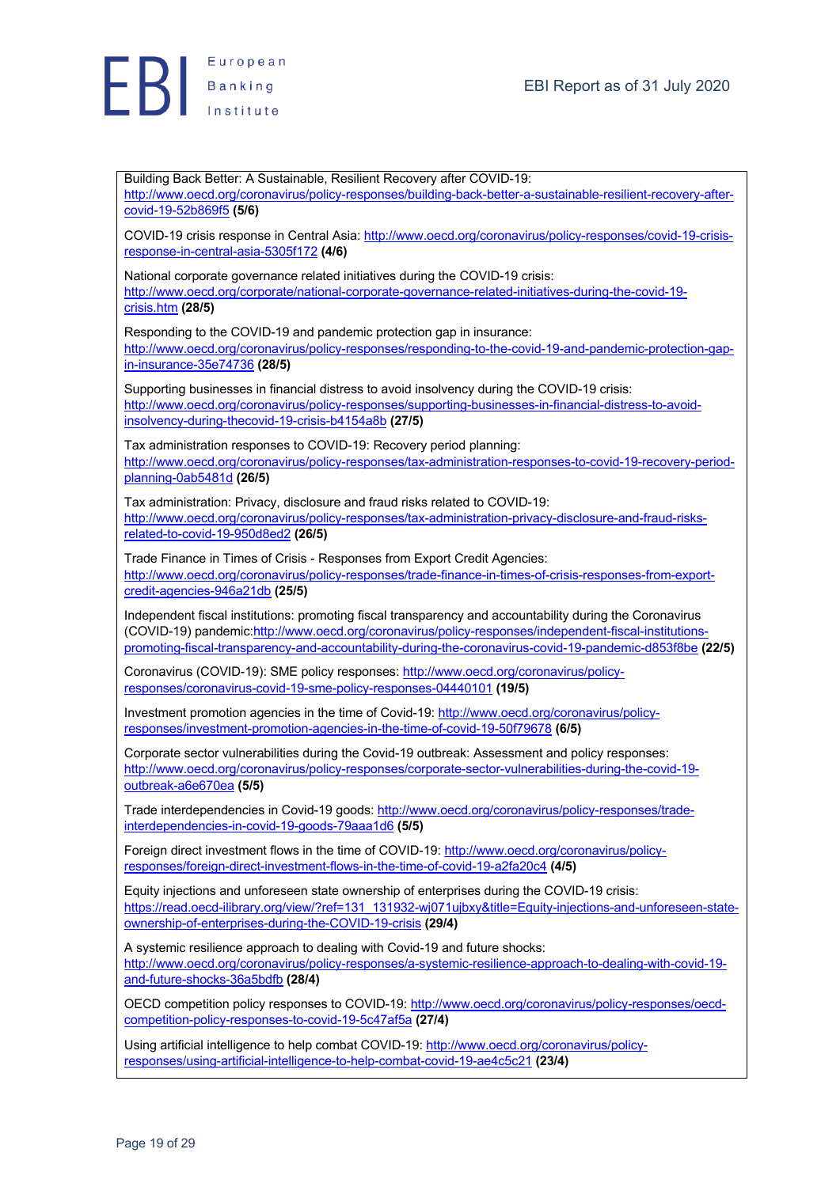Building Back Better: A Sustainable, Resilient Recovery after COVID-19: http://www.oecd.org/coronavirus/policy-responses/building-back-better-a-sustainable-resilient-recovery-after-covid-19-52b869f5 **(5/6)**

COVID-19 crisis response in Central Asia: http://www.oecd.org/coronavirus/policy-responses/covid-19-crisis-response-in-central-asia-5305f172 **(4/6)**

National corporate governance related initiatives during the COVID-19 crisis: http://www.oecd.org/corporate/national-corporate-governance-related-initiatives-during-the-covid-19-crisis.htm **(28/5)**

Responding to the COVID-19 and pandemic protection gap in insurance: http://www.oecd.org/coronavirus/policy-responses/responding-to-the-covid-19-and-pandemic-protection-gap-in-insurance-35e74736 **(28/5)**

Supporting businesses in financial distress to avoid insolvency during the COVID-19 crisis: http://www.oecd.org/coronavirus/policy-responses/supporting-businesses-in-financial-distress-to-avoid-insolvency-during-thecovid-19-crisis-b4154a8b **(27/5)**

Tax administration responses to COVID-19: Recovery period planning: http://www.oecd.org/coronavirus/policy-responses/tax-administration-responses-to-covid-19-recovery-period-planning-0ab5481d **(26/5)**

Tax administration: Privacy, disclosure and fraud risks related to COVID-19: http://www.oecd.org/coronavirus/policy-responses/tax-administration-privacy-disclosure-and-fraud-risks-related-to-covid-19-950d8ed2 **(26/5)**

Trade Finance in Times of Crisis - Responses from Export Credit Agencies: http://www.oecd.org/coronavirus/policy-responses/trade-finance-in-times-of-crisis-responses-from-export-credit-agencies-946a21db **(25/5)**

Independent fiscal institutions: promoting fiscal transparency and accountability during the Coronavirus (COVID-19) pandemic:http://www.oecd.org/coronavirus/policy-responses/independent-fiscal-institutions-promoting-fiscal-transparency-and-accountability-during-the-coronavirus-covid-19-pandemic-d853f8be **(22/5)**

Coronavirus (COVID-19): SME policy responses: http://www.oecd.org/coronavirus/policy-responses/coronavirus-covid-19-sme-policy-responses-04440101 **(19/5)**

Investment promotion agencies in the time of Covid-19: http://www.oecd.org/coronavirus/policy-responses/investment-promotion-agencies-in-the-time-of-covid-19-50f79678 **(6/5)**

Corporate sector vulnerabilities during the Covid-19 outbreak: Assessment and policy responses: http://www.oecd.org/coronavirus/policy-responses/corporate-sector-vulnerabilities-during-the-covid-19-outbreak-a6e670ea **(5/5)**

Trade interdependencies in Covid-19 goods: http://www.oecd.org/coronavirus/policy-responses/trade-interdependencies-in-covid-19-goods-79aaa1d6 **(5/5)**

Foreign direct investment flows in the time of COVID-19: http://www.oecd.org/coronavirus/policy-responses/foreign-direct-investment-flows-in-the-time-of-covid-19-a2fa20c4 **(4/5)**

Equity injections and unforeseen state ownership of enterprises during the COVID-19 crisis: https://read.oecd-ilibrary.org/view/?ref=131_131932-wj071ujbxy&title=Equity-injections-and-unforeseen-state-ownership-of-enterprises-during-the-COVID-19-crisis **(29/4)**

A systemic resilience approach to dealing with Covid-19 and future shocks: http://www.oecd.org/coronavirus/policy-responses/a-systemic-resilience-approach-to-dealing-with-covid-19-and-future-shocks-36a5bdfb **(28/4)**

OECD competition policy responses to COVID-19: http://www.oecd.org/coronavirus/policy-responses/oecd-competition-policy-responses-to-covid-19-5c47af5a **(27/4)**

Using artificial intelligence to help combat COVID-19: http://www.oecd.org/coronavirus/policy-responses/using-artificial-intelligence-to-help-combat-covid-19-ae4c5c21 **(23/4)**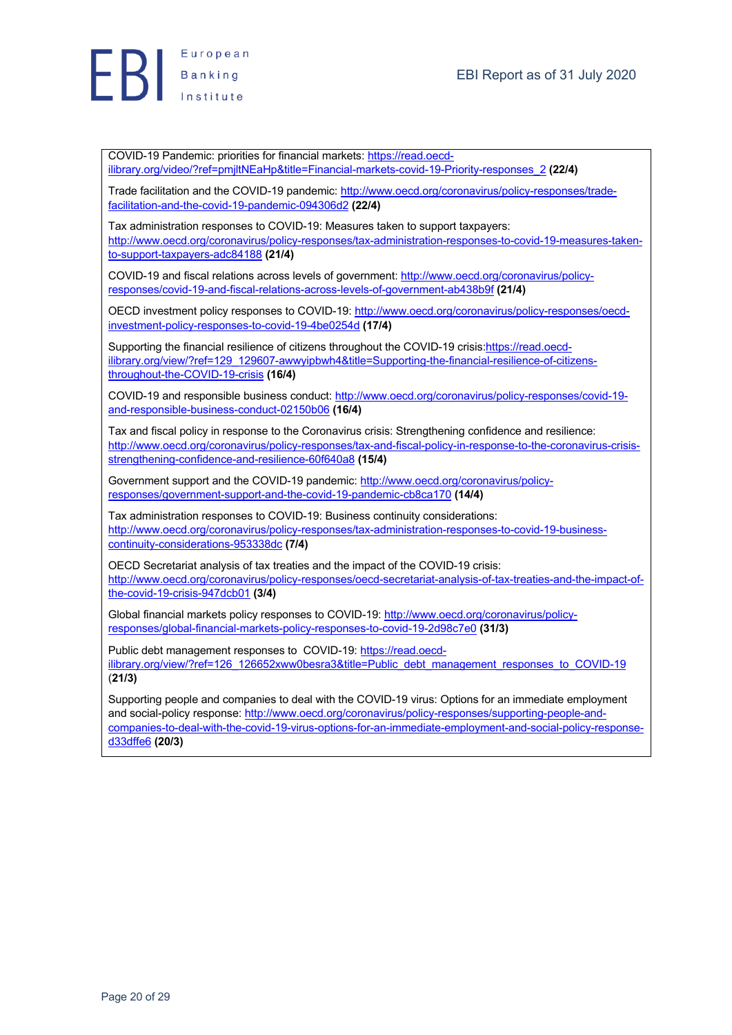COVID-19 Pandemic: priorities for financial markets: https://read.oecd-ilibrary.org/video/?ref=pmjltNEaHp&title=Financial-markets-covid-19-Priority-responses_2 **(22/4)**

Trade facilitation and the COVID-19 pandemic: http://www.oecd.org/coronavirus/policy-responses/trade-facilitation-and-the-covid-19-pandemic-094306d2 **(22/4)**

Tax administration responses to COVID-19: Measures taken to support taxpayers: http://www.oecd.org/coronavirus/policy-responses/tax-administration-responses-to-covid-19-measures-taken-to-support-taxpayers-adc84188 **(21/4)**

COVID-19 and fiscal relations across levels of government: http://www.oecd.org/coronavirus/policy-responses/covid-19-and-fiscal-relations-across-levels-of-government-ab438b9f **(21/4)**

OECD investment policy responses to COVID-19: http://www.oecd.org/coronavirus/policy-responses/oecd-investment-policy-responses-to-covid-19-4be0254d **(17/4)**

Supporting the financial resilience of citizens throughout the COVID-19 crisis:https://read.oecd-ilibrary.org/view/?ref=129_129607-awwyipbwh4&title=Supporting-the-financial-resilience-of-citizens-throughout-the-COVID-19-crisis **(16/4)**

COVID-19 and responsible business conduct: http://www.oecd.org/coronavirus/policy-responses/covid-19-and-responsible-business-conduct-02150b06 **(16/4)**

Tax and fiscal policy in response to the Coronavirus crisis: Strengthening confidence and resilience: http://www.oecd.org/coronavirus/policy-responses/tax-and-fiscal-policy-in-response-to-the-coronavirus-crisis-strengthening-confidence-and-resilience-60f640a8 **(15/4)**

Government support and the COVID-19 pandemic: http://www.oecd.org/coronavirus/policy-responses/government-support-and-the-covid-19-pandemic-cb8ca170 **(14/4)**

Tax administration responses to COVID-19: Business continuity considerations: http://www.oecd.org/coronavirus/policy-responses/tax-administration-responses-to-covid-19-business-continuity-considerations-953338dc **(7/4)**

OECD Secretariat analysis of tax treaties and the impact of the COVID-19 crisis: http://www.oecd.org/coronavirus/policy-responses/oecd-secretariat-analysis-of-tax-treaties-and-the-impact-of-the-covid-19-crisis-947dcb01 **(3/4)**

Global financial markets policy responses to COVID-19: http://www.oecd.org/coronavirus/policy-responses/global-financial-markets-policy-responses-to-covid-19-2d98c7e0 **(31/3)**

Public debt management responses to COVID-19: https://read.oecd-ilibrary.org/view/?ref=126_126652xww0besra3&title=Public_debt_management_responses_to_COVID-19 (**21/3**)

Supporting people and companies to deal with the COVID-19 virus: Options for an immediate employment and social-policy response: http://www.oecd.org/coronavirus/policy-responses/supporting-people-and-companies-to-deal-with-the-covid-19-virus-options-for-an-immediate-employment-and-social-policy-response-d33dffe6 **(20/3)**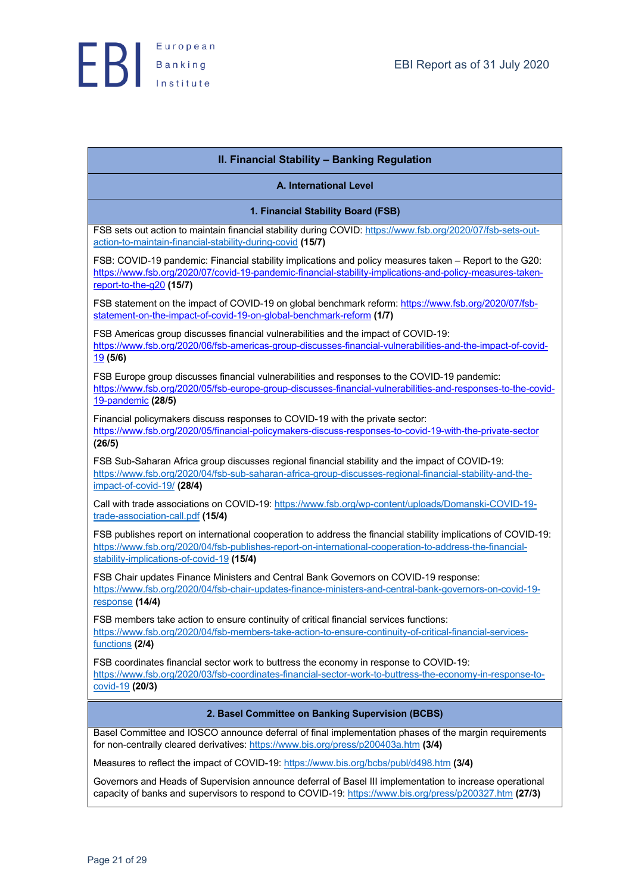## II. Financial Stability – Banking Regulation

### A. International Level

#### 1. Financial Stability Board (FSB)

FSB sets out action to maintain financial stability during COVID: https://www.fsb.org/2020/07/fsb-sets-out-action-to-maintain-financial-stability-during-covid **(15/7)**

FSB: COVID-19 pandemic: Financial stability implications and policy measures taken – Report to the G20: https://www.fsb.org/2020/07/covid-19-pandemic-financial-stability-implications-and-policy-measures-taken-report-to-the-g20 **(15/7)**

FSB statement on the impact of COVID-19 on global benchmark reform: https://www.fsb.org/2020/07/fsb-statement-on-the-impact-of-covid-19-on-global-benchmark-reform **(1/7)**

FSB Americas group discusses financial vulnerabilities and the impact of COVID-19: https://www.fsb.org/2020/06/fsb-americas-group-discusses-financial-vulnerabilities-and-the-impact-of-covid-19 **(5/6)**

FSB Europe group discusses financial vulnerabilities and responses to the COVID-19 pandemic: https://www.fsb.org/2020/05/fsb-europe-group-discusses-financial-vulnerabilities-and-responses-to-the-covid-19-pandemic **(28/5)**

Financial policymakers discuss responses to COVID-19 with the private sector: https://www.fsb.org/2020/05/financial-policymakers-discuss-responses-to-covid-19-with-the-private-sector **(26/5)**

FSB Sub-Saharan Africa group discusses regional financial stability and the impact of COVID-19: https://www.fsb.org/2020/04/fsb-sub-saharan-africa-group-discusses-regional-financial-stability-and-the-impact-of-covid-19/ **(28/4)**

Call with trade associations on COVID-19: https://www.fsb.org/wp-content/uploads/Domanski-COVID-19-trade-association-call.pdf **(15/4)**

FSB publishes report on international cooperation to address the financial stability implications of COVID-19: https://www.fsb.org/2020/04/fsb-publishes-report-on-international-cooperation-to-address-the-financial-stability-implications-of-covid-19 **(15/4)**

FSB Chair updates Finance Ministers and Central Bank Governors on COVID-19 response: https://www.fsb.org/2020/04/fsb-chair-updates-finance-ministers-and-central-bank-governors-on-covid-19-response **(14/4)**

FSB members take action to ensure continuity of critical financial services functions: https://www.fsb.org/2020/04/fsb-members-take-action-to-ensure-continuity-of-critical-financial-services-functions **(2/4)**

FSB coordinates financial sector work to buttress the economy in response to COVID-19: https://www.fsb.org/2020/03/fsb-coordinates-financial-sector-work-to-buttress-the-economy-in-response-to-covid-19 **(20/3)**

#### 2. Basel Committee on Banking Supervision (BCBS)

Basel Committee and IOSCO announce deferral of final implementation phases of the margin requirements for non-centrally cleared derivatives: https://www.bis.org/press/p200403a.htm **(3/4)**

Measures to reflect the impact of COVID-19: https://www.bis.org/bcbs/publ/d498.htm **(3/4)**

Governors and Heads of Supervision announce deferral of Basel III implementation to increase operational capacity of banks and supervisors to respond to COVID-19: https://www.bis.org/press/p200327.htm **(27/3)**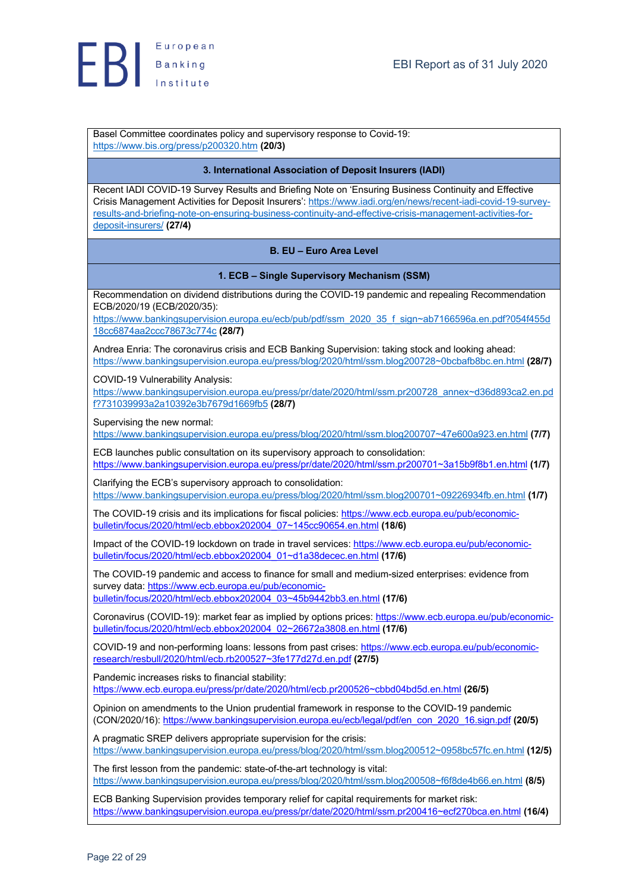Basel Committee coordinates policy and supervisory response to Covid-19: https://www.bis.org/press/p200320.htm **(20/3)**

### 3. International Association of Deposit Insurers (IADI)

Recent IADI COVID-19 Survey Results and Briefing Note on 'Ensuring Business Continuity and Effective Crisis Management Activities for Deposit Insurers': https://www.iadi.org/en/news/recent-iadi-covid-19-survey-results-and-briefing-note-on-ensuring-business-continuity-and-effective-crisis-management-activities-for-deposit-insurers/ **(27/4)**

## B. EU – Euro Area Level

### 1. ECB – Single Supervisory Mechanism (SSM)

Recommendation on dividend distributions during the COVID-19 pandemic and repealing Recommendation ECB/2020/19 (ECB/2020/35): https://www.bankingsupervision.europa.eu/ecb/pub/pdf/ssm_2020_35_f_sign~ab7166596a.en.pdf?054f455d18cc6874aa2ccc78673c774c **(28/7)**

Andrea Enria: The coronavirus crisis and ECB Banking Supervision: taking stock and looking ahead: https://www.bankingsupervision.europa.eu/press/blog/2020/html/ssm.blog200728~0bcbafb8bc.en.html **(28/7)**

COVID-19 Vulnerability Analysis: https://www.bankingsupervision.europa.eu/press/pr/date/2020/html/ssm.pr200728_annex~d36d893ca2.en.pdf?7731039993a2a10392e3b7679d1669fb5 **(28/7)**

Supervising the new normal: https://www.bankingsupervision.europa.eu/press/blog/2020/html/ssm.blog200707~47e600a923.en.html **(7/7)**

ECB launches public consultation on its supervisory approach to consolidation: https://www.bankingsupervision.europa.eu/press/pr/date/2020/html/ssm.pr200701~3a15b9f8b1.en.html **(1/7)**

Clarifying the ECB's supervisory approach to consolidation: https://www.bankingsupervision.europa.eu/press/blog/2020/html/ssm.blog200701~09226934fb.en.html **(1/7)**

The COVID-19 crisis and its implications for fiscal policies: https://www.ecb.europa.eu/pub/economic-bulletin/focus/2020/html/ecb.ebbox202004_07~145cc90654.en.html **(18/6)**

Impact of the COVID-19 lockdown on trade in travel services: https://www.ecb.europa.eu/pub/economic-bulletin/focus/2020/html/ecb.ebbox202004_01~d1a38decec.en.html **(17/6)**

The COVID-19 pandemic and access to finance for small and medium-sized enterprises: evidence from survey data: https://www.ecb.europa.eu/pub/economic-bulletin/focus/2020/html/ecb.ebbox202004_03~45b9442bb3.en.html **(17/6)**

Coronavirus (COVID-19): market fear as implied by options prices: https://www.ecb.europa.eu/pub/economic-bulletin/focus/2020/html/ecb.ebbox202004_02~26672a3808.en.html **(17/6)**

COVID-19 and non-performing loans: lessons from past crises: https://www.ecb.europa.eu/pub/economic-research/resbull/2020/html/ecb.rb200527~3fe177d27d.en.pdf **(27/5)**

Pandemic increases risks to financial stability: https://www.ecb.europa.eu/press/pr/date/2020/html/ecb.pr200526~cbbd04bd5d.en.html **(26/5)**

Opinion on amendments to the Union prudential framework in response to the COVID-19 pandemic (CON/2020/16): https://www.bankingsupervision.europa.eu/ecb/legal/pdf/en_con_2020_16.sign.pdf **(20/5)**

A pragmatic SREP delivers appropriate supervision for the crisis: https://www.bankingsupervision.europa.eu/press/blog/2020/html/ssm.blog200512~0958bc57fc.en.html **(12/5)**

The first lesson from the pandemic: state-of-the-art technology is vital: https://www.bankingsupervision.europa.eu/press/blog/2020/html/ssm.blog200508~f6f8de4b66.en.html **(8/5)**

ECB Banking Supervision provides temporary relief for capital requirements for market risk: https://www.bankingsupervision.europa.eu/press/pr/date/2020/html/ssm.pr200416~ecf270bca.en.html **(16/4)**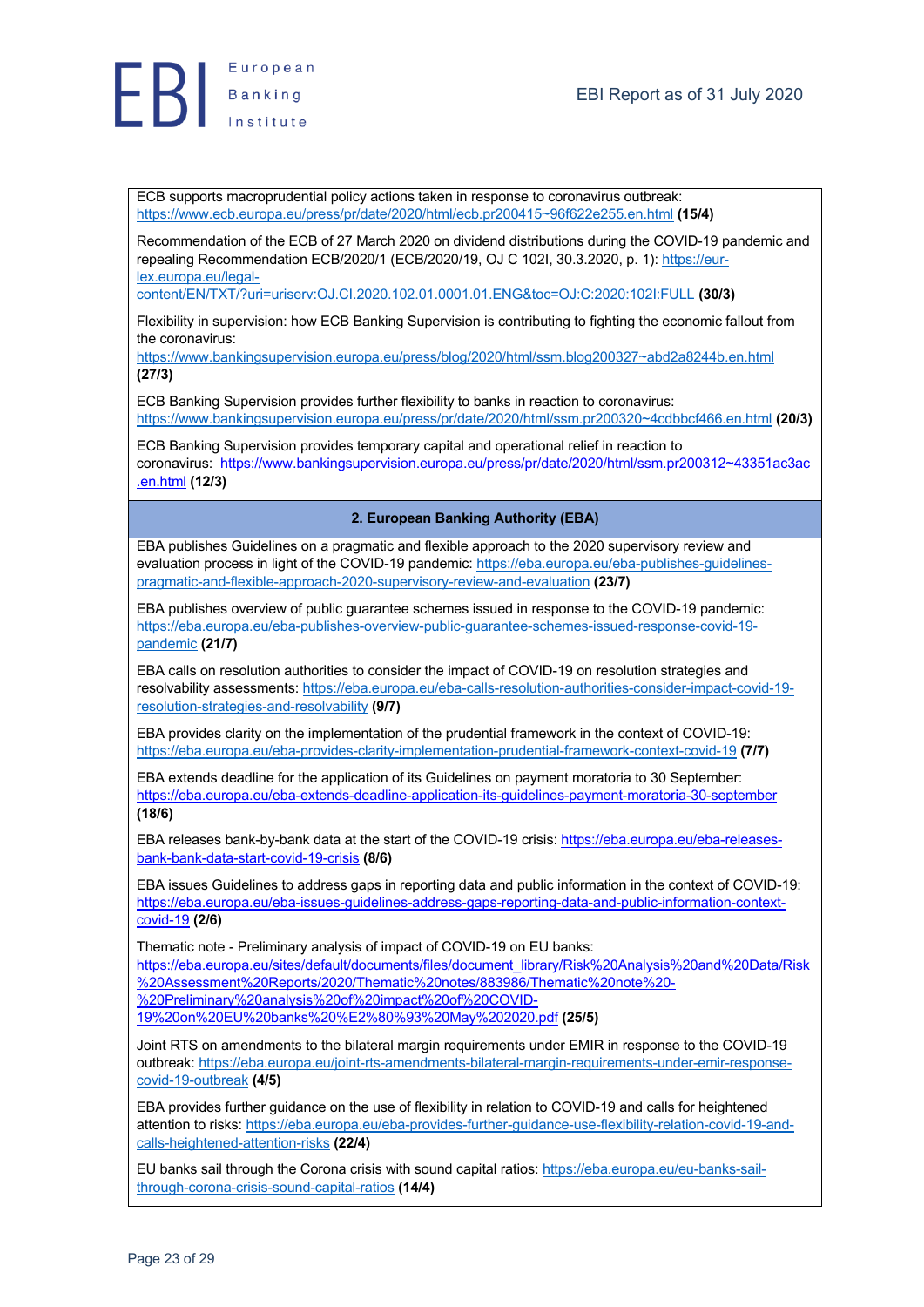ECB supports macroprudential policy actions taken in response to coronavirus outbreak: https://www.ecb.europa.eu/press/pr/date/2020/html/ecb.pr200415~96f622e255.en.html **(15/4)**

Recommendation of the ECB of 27 March 2020 on dividend distributions during the COVID-19 pandemic and repealing Recommendation ECB/2020/1 (ECB/2020/19, OJ C 102I, 30.3.2020, p. 1): https://eur-lex.europa.eu/legal-content/EN/TXT/?uri=uriserv:OJ.CI.2020.102.01.0001.01.ENG&toc=OJ:C:2020:102I:FULL **(30/3)**

Flexibility in supervision: how ECB Banking Supervision is contributing to fighting the economic fallout from the coronavirus: https://www.bankingsupervision.europa.eu/press/blog/2020/html/ssm.blog200327~abd2a8244b.en.html **(27/3)**

ECB Banking Supervision provides further flexibility to banks in reaction to coronavirus: https://www.bankingsupervision.europa.eu/press/pr/date/2020/html/ssm.pr200320~4cdbbcf466.en.html **(20/3)**

ECB Banking Supervision provides temporary capital and operational relief in reaction to coronavirus: https://www.bankingsupervision.europa.eu/press/pr/date/2020/html/ssm.pr200312~43351ac3ac.en.html **(12/3)**

## 2. European Banking Authority (EBA)

EBA publishes Guidelines on a pragmatic and flexible approach to the 2020 supervisory review and evaluation process in light of the COVID-19 pandemic: https://eba.europa.eu/eba-publishes-guidelines-pragmatic-and-flexible-approach-2020-supervisory-review-and-evaluation **(23/7)**

EBA publishes overview of public guarantee schemes issued in response to the COVID-19 pandemic: https://eba.europa.eu/eba-publishes-overview-public-guarantee-schemes-issued-response-covid-19-pandemic **(21/7)**

EBA calls on resolution authorities to consider the impact of COVID-19 on resolution strategies and resolvability assessments: https://eba.europa.eu/eba-calls-resolution-authorities-consider-impact-covid-19-resolution-strategies-and-resolvability **(9/7)**

EBA provides clarity on the implementation of the prudential framework in the context of COVID-19: https://eba.europa.eu/eba-provides-clarity-implementation-prudential-framework-context-covid-19 **(7/7)**

EBA extends deadline for the application of its Guidelines on payment moratoria to 30 September: https://eba.europa.eu/eba-extends-deadline-application-its-guidelines-payment-moratoria-30-september **(18/6)**

EBA releases bank-by-bank data at the start of the COVID-19 crisis: https://eba.europa.eu/eba-releases-bank-bank-data-start-covid-19-crisis **(8/6)**

EBA issues Guidelines to address gaps in reporting data and public information in the context of COVID-19: https://eba.europa.eu/eba-issues-guidelines-address-gaps-reporting-data-and-public-information-context-covid-19 **(2/6)**

Thematic note - Preliminary analysis of impact of COVID-19 on EU banks: https://eba.europa.eu/sites/default/documents/files/document_library/Risk%20Analysis%20and%20Data/Risk%20Assessment%20Reports/2020/Thematic%20notes/883986/Thematic%20note%20-%20Preliminary%20analysis%20of%20impact%20of%20COVID-19%20on%20EU%20banks%20%E2%80%93%20May%202020.pdf **(25/5)**

Joint RTS on amendments to the bilateral margin requirements under EMIR in response to the COVID-19 outbreak: https://eba.europa.eu/joint-rts-amendments-bilateral-margin-requirements-under-emir-response-covid-19-outbreak **(4/5)**

EBA provides further guidance on the use of flexibility in relation to COVID-19 and calls for heightened attention to risks: https://eba.europa.eu/eba-provides-further-guidance-use-flexibility-relation-covid-19-and-calls-heightened-attention-risks **(22/4)**

EU banks sail through the Corona crisis with sound capital ratios: https://eba.europa.eu/eu-banks-sail-through-corona-crisis-sound-capital-ratios **(14/4)**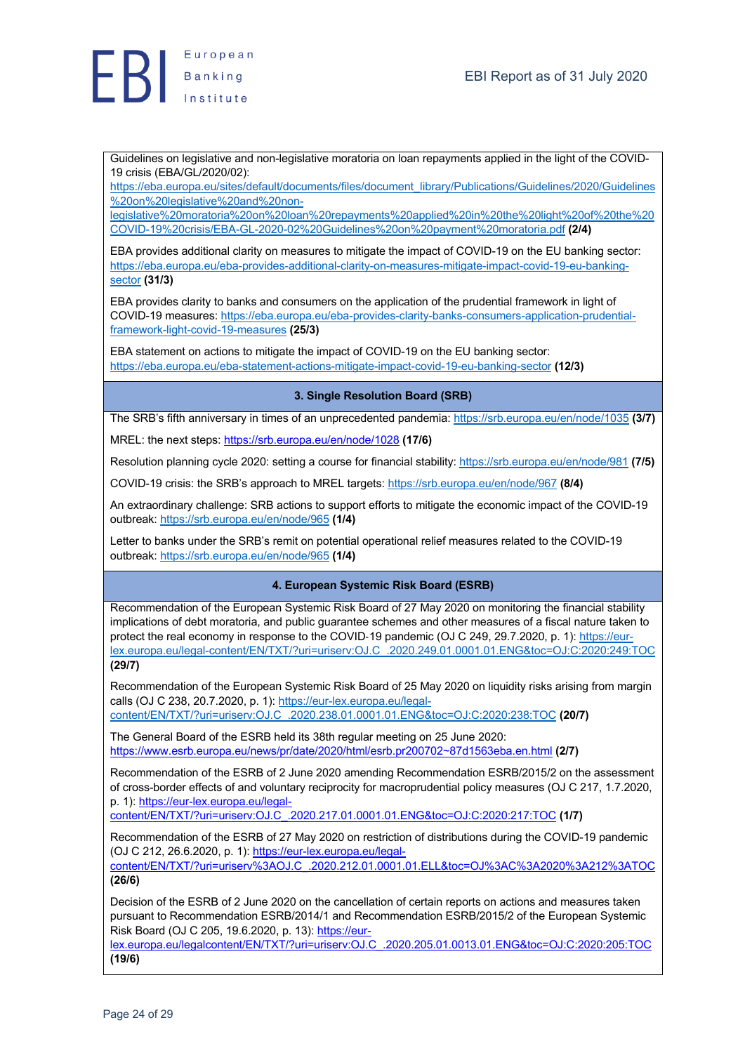Guidelines on legislative and non-legislative moratoria on loan repayments applied in the light of the COVID-19 crisis (EBA/GL/2020/02): https://eba.europa.eu/sites/default/documents/files/document_library/Publications/Guidelines/2020/Guidelines%20on%20legislative%20and%20non-legislative%20moratoria%20on%20loan%20repayments%20applied%20in%20the%20light%20of%20the%20COVID-19%20crisis/EBA-GL-2020-02%20Guidelines%20on%20payment%20moratoria.pdf **(2/4)**

EBA provides additional clarity on measures to mitigate the impact of COVID-19 on the EU banking sector: https://eba.europa.eu/eba-provides-additional-clarity-on-measures-mitigate-impact-covid-19-eu-banking-sector **(31/3)**

EBA provides clarity to banks and consumers on the application of the prudential framework in light of COVID-19 measures: https://eba.europa.eu/eba-provides-clarity-banks-consumers-application-prudential-framework-light-covid-19-measures **(25/3)**

EBA statement on actions to mitigate the impact of COVID-19 on the EU banking sector: https://eba.europa.eu/eba-statement-actions-mitigate-impact-covid-19-eu-banking-sector **(12/3)**

**3. Single Resolution Board (SRB)**

The SRB's fifth anniversary in times of an unprecedented pandemia: https://srb.europa.eu/en/node/1035 **(3/7)**

MREL: the next steps: https://srb.europa.eu/en/node/1028 **(17/6)**

Resolution planning cycle 2020: setting a course for financial stability: https://srb.europa.eu/en/node/981 **(7/5)**

COVID-19 crisis: the SRB's approach to MREL targets: https://srb.europa.eu/en/node/967 **(8/4)**

An extraordinary challenge: SRB actions to support efforts to mitigate the economic impact of the COVID-19 outbreak: https://srb.europa.eu/en/node/965 **(1/4)**

Letter to banks under the SRB's remit on potential operational relief measures related to the COVID-19 outbreak: https://srb.europa.eu/en/node/965 **(1/4)**

**4. European Systemic Risk Board (ESRB)**

Recommendation of the European Systemic Risk Board of 27 May 2020 on monitoring the financial stability implications of debt moratoria, and public guarantee schemes and other measures of a fiscal nature taken to protect the real economy in response to the COVID-19 pandemic (OJ C 249, 29.7.2020, p. 1): https://eur-lex.europa.eu/legal-content/EN/TXT/?uri=uriserv:OJ.C_.2020.249.01.0001.01.ENG&toc=OJ:C:2020:249:TOC **(29/7)**

Recommendation of the European Systemic Risk Board of 25 May 2020 on liquidity risks arising from margin calls (OJ C 238, 20.7.2020, p. 1): https://eur-lex.europa.eu/legal-content/EN/TXT/?uri=uriserv:OJ.C_.2020.238.01.0001.01.ENG&toc=OJ:C:2020:238:TOC **(20/7)**

The General Board of the ESRB held its 38th regular meeting on 25 June 2020: https://www.esrb.europa.eu/news/pr/date/2020/html/esrb.pr200702~87d1563eba.en.html **(2/7)**

Recommendation of the ESRB of 2 June 2020 amending Recommendation ESRB/2015/2 on the assessment of cross-border effects of and voluntary reciprocity for macroprudential policy measures (OJ C 217, 1.7.2020, p. 1): https://eur-lex.europa.eu/legal-content/EN/TXT/?uri=uriserv:OJ.C_.2020.217.01.0001.01.ENG&toc=OJ:C:2020:217:TOC **(1/7)**

Recommendation of the ESRB of 27 May 2020 on restriction of distributions during the COVID-19 pandemic (OJ C 212, 26.6.2020, p. 1): https://eur-lex.europa.eu/legal-content/EN/TXT/?uri=uriserv%3AOJ.C_.2020.212.01.0001.01.ELL&toc=OJ%3AC%3A2020%3A212%3ATOC **(26/6)**

Decision of the ESRB of 2 June 2020 on the cancellation of certain reports on actions and measures taken pursuant to Recommendation ESRB/2014/1 and Recommendation ESRB/2015/2 of the European Systemic Risk Board (OJ C 205, 19.6.2020, p. 13): https://eur-lex.europa.eu/legalcontent/EN/TXT/?uri=uriserv:OJ.C_.2020.205.01.0013.01.ENG&toc=OJ:C:2020:205:TOC **(19/6)**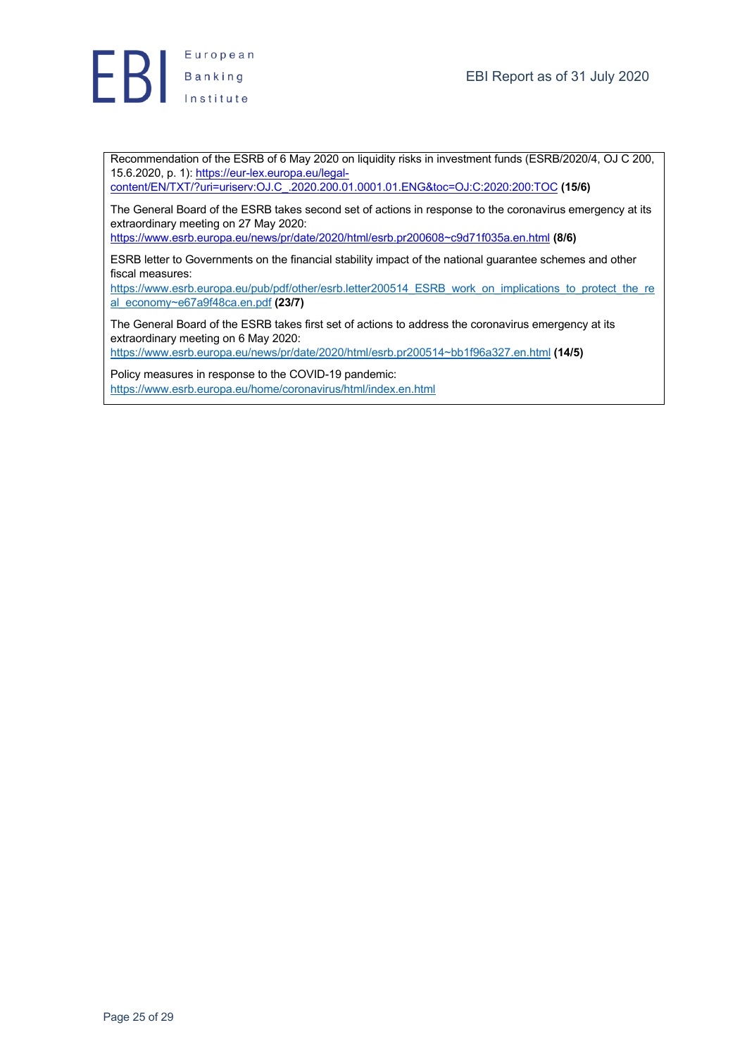Recommendation of the ESRB of 6 May 2020 on liquidity risks in investment funds (ESRB/2020/4, OJ C 200, 15.6.2020, p. 1): https://eur-lex.europa.eu/legal-content/EN/TXT/?uri=uriserv:OJ.C_.2020.200.01.0001.01.ENG&toc=OJ:C:2020:200:TOC **(15/6)**

The General Board of the ESRB takes second set of actions in response to the coronavirus emergency at its extraordinary meeting on 27 May 2020: https://www.esrb.europa.eu/news/pr/date/2020/html/esrb.pr200608~c9d71f035a.en.html **(8/6)**

ESRB letter to Governments on the financial stability impact of the national guarantee schemes and other fiscal measures: https://www.esrb.europa.eu/pub/pdf/other/esrb.letter200514_ESRB_work_on_implications_to_protect_the_real_economy~e67a9f48ca.en.pdf **(23/7)**

The General Board of the ESRB takes first set of actions to address the coronavirus emergency at its extraordinary meeting on 6 May 2020: https://www.esrb.europa.eu/news/pr/date/2020/html/esrb.pr200514~bb1f96a327.en.html **(14/5)**

Policy measures in response to the COVID-19 pandemic: https://www.esrb.europa.eu/home/coronavirus/html/index.en.html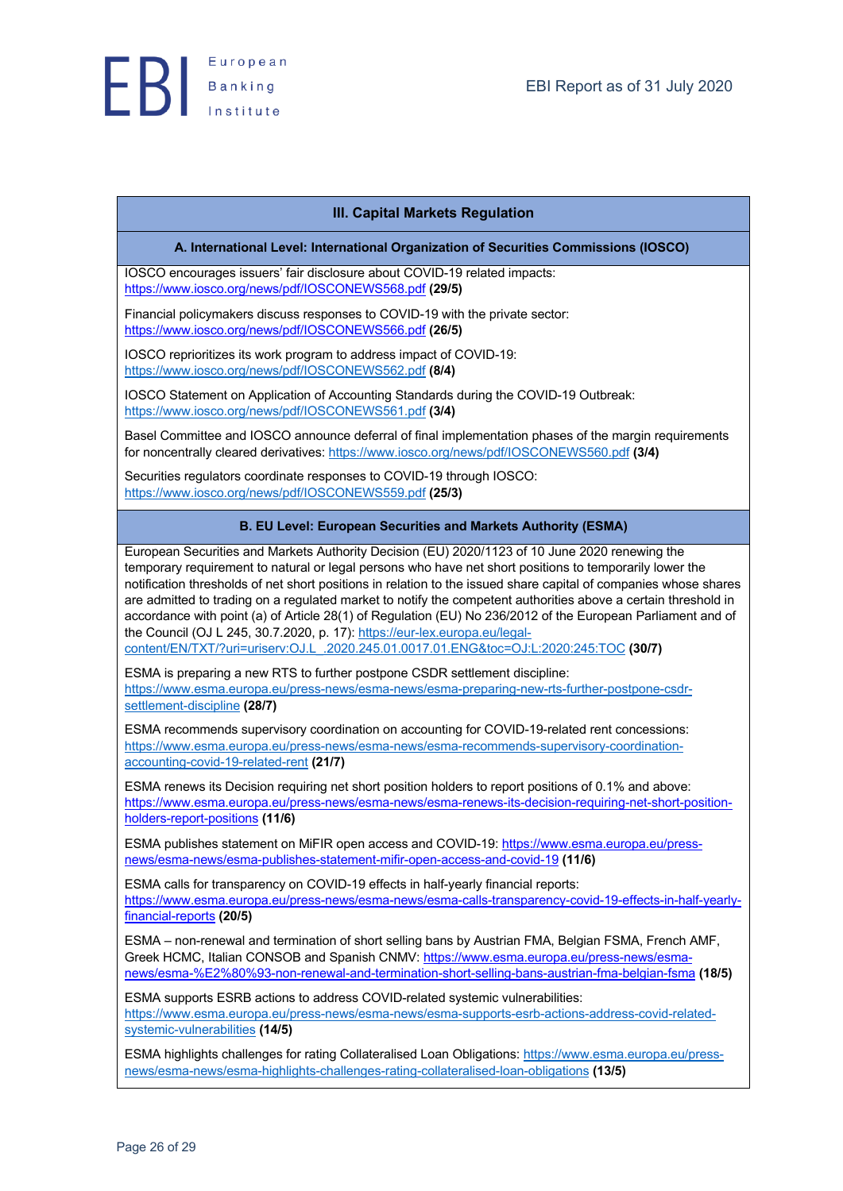## III. Capital Markets Regulation

### A. International Level: International Organization of Securities Commissions (IOSCO)

IOSCO encourages issuers' fair disclosure about COVID-19 related impacts: https://www.iosco.org/news/pdf/IOSCONEWS568.pdf **(29/5)**

Financial policymakers discuss responses to COVID-19 with the private sector: https://www.iosco.org/news/pdf/IOSCONEWS566.pdf **(26/5)**

IOSCO reprioritizes its work program to address impact of COVID-19: https://www.iosco.org/news/pdf/IOSCONEWS562.pdf **(8/4)**

IOSCO Statement on Application of Accounting Standards during the COVID-19 Outbreak: https://www.iosco.org/news/pdf/IOSCONEWS561.pdf **(3/4)**

Basel Committee and IOSCO announce deferral of final implementation phases of the margin requirements for noncentrally cleared derivatives: https://www.iosco.org/news/pdf/IOSCONEWS560.pdf **(3/4)**

Securities regulators coordinate responses to COVID-19 through IOSCO: https://www.iosco.org/news/pdf/IOSCONEWS559.pdf **(25/3)**

### B. EU Level: European Securities and Markets Authority (ESMA)

European Securities and Markets Authority Decision (EU) 2020/1123 of 10 June 2020 renewing the temporary requirement to natural or legal persons who have net short positions to temporarily lower the notification thresholds of net short positions in relation to the issued share capital of companies whose shares are admitted to trading on a regulated market to notify the competent authorities above a certain threshold in accordance with point (a) of Article 28(1) of Regulation (EU) No 236/2012 of the European Parliament and of the Council (OJ L 245, 30.7.2020, p. 17): https://eur-lex.europa.eu/legal-content/EN/TXT/?uri=uriserv:OJ.L_.2020.245.01.0017.01.ENG&toc=OJ:L:2020:245:TOC **(30/7)**

ESMA is preparing a new RTS to further postpone CSDR settlement discipline: https://www.esma.europa.eu/press-news/esma-news/esma-preparing-new-rts-further-postpone-csdr-settlement-discipline **(28/7)**

ESMA recommends supervisory coordination on accounting for COVID-19-related rent concessions: https://www.esma.europa.eu/press-news/esma-news/esma-recommends-supervisory-coordination-accounting-covid-19-related-rent **(21/7)**

ESMA renews its Decision requiring net short position holders to report positions of 0.1% and above: https://www.esma.europa.eu/press-news/esma-news/esma-renews-its-decision-requiring-net-short-position-holders-report-positions **(11/6)**

ESMA publishes statement on MiFIR open access and COVID-19: https://www.esma.europa.eu/press-news/esma-news/esma-publishes-statement-mifir-open-access-and-covid-19 **(11/6)**

ESMA calls for transparency on COVID-19 effects in half-yearly financial reports: https://www.esma.europa.eu/press-news/esma-news/esma-calls-transparency-covid-19-effects-in-half-yearly-financial-reports **(20/5)**

ESMA – non-renewal and termination of short selling bans by Austrian FMA, Belgian FSMA, French AMF, Greek HCMC, Italian CONSOB and Spanish CNMV: https://www.esma.europa.eu/press-news/esma-news/esma-%E2%80%93-non-renewal-and-termination-short-selling-bans-austrian-fma-belgian-fsma **(18/5)**

ESMA supports ESRB actions to address COVID-related systemic vulnerabilities: https://www.esma.europa.eu/press-news/esma-news/esma-supports-esrb-actions-address-covid-related-systemic-vulnerabilities **(14/5)**

ESMA highlights challenges for rating Collateralised Loan Obligations: https://www.esma.europa.eu/press-news/esma-news/esma-highlights-challenges-rating-collateralised-loan-obligations **(13/5)**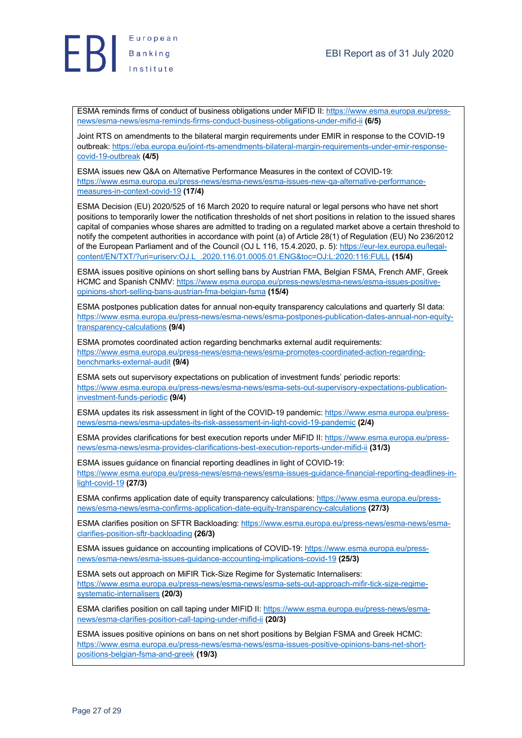ESMA reminds firms of conduct of business obligations under MiFID II: https://www.esma.europa.eu/press-news/esma-news/esma-reminds-firms-conduct-business-obligations-under-mifid-ii **(6/5)**

Joint RTS on amendments to the bilateral margin requirements under EMIR in response to the COVID-19 outbreak: https://eba.europa.eu/joint-rts-amendments-bilateral-margin-requirements-under-emir-response-covid-19-outbreak **(4/5)**

ESMA issues new Q&A on Alternative Performance Measures in the context of COVID-19: https://www.esma.europa.eu/press-news/esma-news/esma-issues-new-qa-alternative-performance-measures-in-context-covid-19 **(17/4)**

ESMA Decision (EU) 2020/525 of 16 March 2020 to require natural or legal persons who have net short positions to temporarily lower the notification thresholds of net short positions in relation to the issued shares capital of companies whose shares are admitted to trading on a regulated market above a certain threshold to notify the competent authorities in accordance with point (a) of Article 28(1) of Regulation (EU) No 236/2012 of the European Parliament and of the Council (OJ L 116, 15.4.2020, p. 5): https://eur-lex.europa.eu/legal-content/EN/TXT/?uri=uriserv:OJ.L_.2020.116.01.0005.01.ENG&toc=OJ:L:2020:116:FULL **(15/4)**

ESMA issues positive opinions on short selling bans by Austrian FMA, Belgian FSMA, French AMF, Greek HCMC and Spanish CNMV: https://www.esma.europa.eu/press-news/esma-news/esma-issues-positive-opinions-short-selling-bans-austrian-fma-belgian-fsma **(15/4)**

ESMA postpones publication dates for annual non-equity transparency calculations and quarterly SI data: https://www.esma.europa.eu/press-news/esma-news/esma-postpones-publication-dates-annual-non-equity-transparency-calculations **(9/4)**

ESMA promotes coordinated action regarding benchmarks external audit requirements: https://www.esma.europa.eu/press-news/esma-news/esma-promotes-coordinated-action-regarding-benchmarks-external-audit **(9/4)**

ESMA sets out supervisory expectations on publication of investment funds' periodic reports: https://www.esma.europa.eu/press-news/esma-news/esma-sets-out-supervisory-expectations-publication-investment-funds-periodic **(9/4)**

ESMA updates its risk assessment in light of the COVID-19 pandemic: https://www.esma.europa.eu/press-news/esma-news/esma-updates-its-risk-assessment-in-light-covid-19-pandemic **(2/4)**

ESMA provides clarifications for best execution reports under MiFID II: https://www.esma.europa.eu/press-news/esma-news/esma-provides-clarifications-best-execution-reports-under-mifid-ii **(31/3)**

ESMA issues guidance on financial reporting deadlines in light of COVID-19: https://www.esma.europa.eu/press-news/esma-news/esma-issues-guidance-financial-reporting-deadlines-in-light-covid-19 **(27/3)**

ESMA confirms application date of equity transparency calculations: https://www.esma.europa.eu/press-news/esma-news/esma-confirms-application-date-equity-transparency-calculations **(27/3)**

ESMA clarifies position on SFTR Backloading: https://www.esma.europa.eu/press-news/esma-news/esma-clarifies-position-sftr-backloading **(26/3)**

ESMA issues guidance on accounting implications of COVID-19: https://www.esma.europa.eu/press-news/esma-news/esma-issues-guidance-accounting-implications-covid-19 **(25/3)**

ESMA sets out approach on MiFIR Tick-Size Regime for Systematic Internalisers: https://www.esma.europa.eu/press-news/esma-news/esma-sets-out-approach-mifir-tick-size-regime-systematic-internalisers **(20/3)**

ESMA clarifies position on call taping under MIFID II: https://www.esma.europa.eu/press-news/esma-news/esma-clarifies-position-call-taping-under-mifid-ii **(20/3)**

ESMA issues positive opinions on bans on net short positions by Belgian FSMA and Greek HCMC: https://www.esma.europa.eu/press-news/esma-news/esma-issues-positive-opinions-bans-net-short-positions-belgian-fsma-and-greek **(19/3)**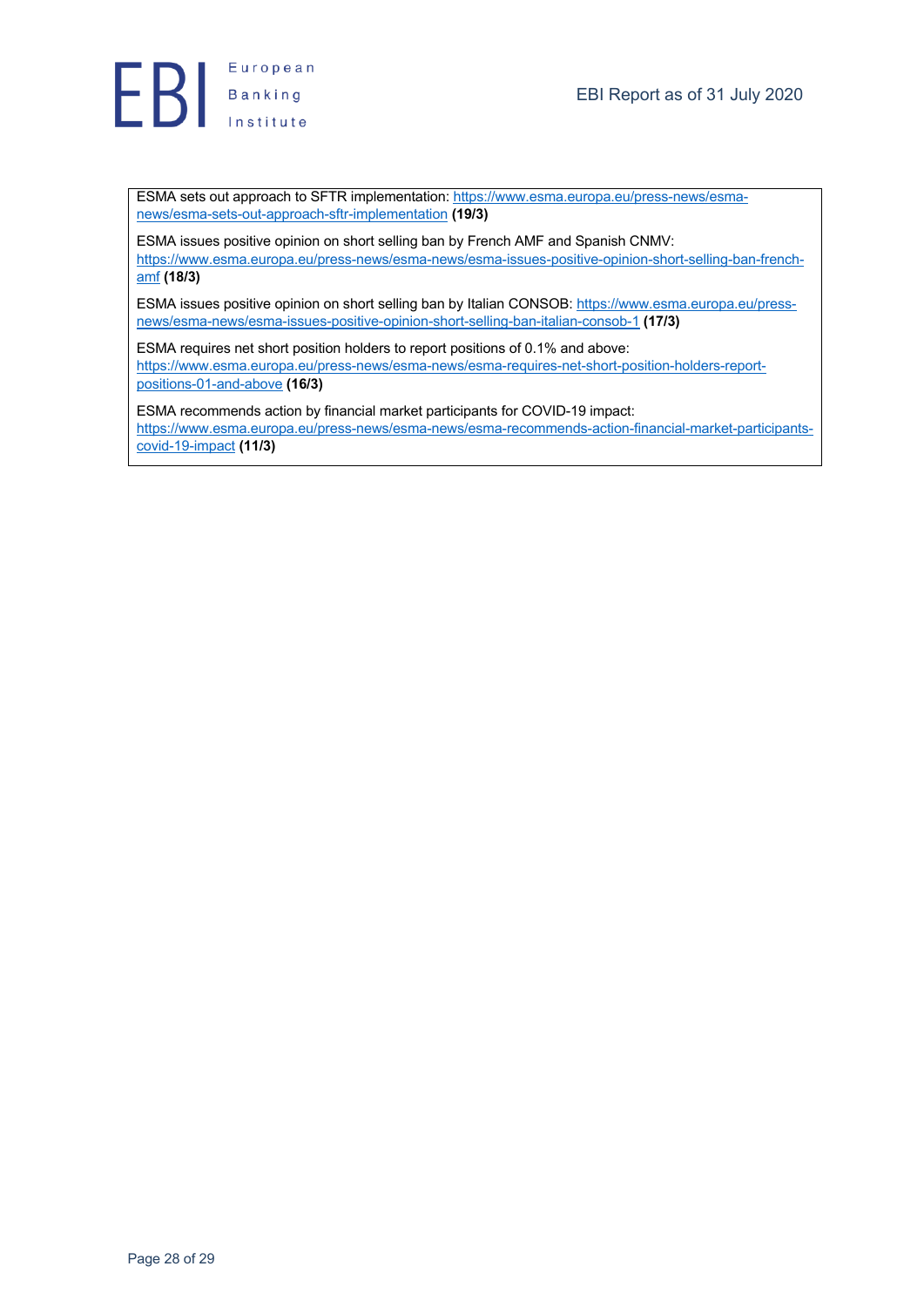ESMA sets out approach to SFTR implementation: https://www.esma.europa.eu/press-news/esma-news/esma-sets-out-approach-sftr-implementation **(19/3)**

ESMA issues positive opinion on short selling ban by French AMF and Spanish CNMV: https://www.esma.europa.eu/press-news/esma-news/esma-issues-positive-opinion-short-selling-ban-french-amf **(18/3)**

ESMA issues positive opinion on short selling ban by Italian CONSOB: https://www.esma.europa.eu/press-news/esma-news/esma-issues-positive-opinion-short-selling-ban-italian-consob-1 **(17/3)**

ESMA requires net short position holders to report positions of 0.1% and above: https://www.esma.europa.eu/press-news/esma-news/esma-requires-net-short-position-holders-report-positions-01-and-above **(16/3)**

ESMA recommends action by financial market participants for COVID-19 impact: https://www.esma.europa.eu/press-news/esma-news/esma-recommends-action-financial-market-participants-covid-19-impact **(11/3)**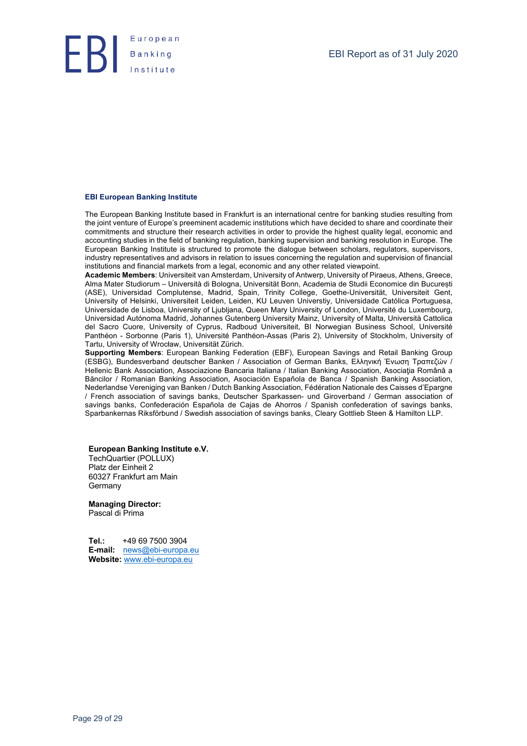**EBI European Banking Institute**

The European Banking Institute based in Frankfurt is an international centre for banking studies resulting from the joint venture of Europe's preeminent academic institutions which have decided to share and coordinate their commitments and structure their research activities in order to provide the highest quality legal, economic and accounting studies in the field of banking regulation, banking supervision and banking resolution in Europe. The European Banking Institute is structured to promote the dialogue between scholars, regulators, supervisors, industry representatives and advisors in relation to issues concerning the regulation and supervision of financial institutions and financial markets from a legal, economic and any other related viewpoint.

**Academic Members**: Universiteit van Amsterdam, University of Antwerp, University of Piraeus, Athens, Greece, Alma Mater Studiorum – Università di Bologna, Universität Bonn, Academia de Studii Economice din București (ASE), Universidad Complutense, Madrid, Spain, Trinity College, Goethe-Universität, Universiteit Gent, University of Helsinki, Universiteit Leiden, Leiden, KU Leuven Universtiy, Universidade Católica Portuguesa, Universidade de Lisboa, University of Ljubljana, Queen Mary University of London, Université du Luxembourg, Universidad Autónoma Madrid, Johannes Gutenberg University Mainz, University of Malta, Università Cattolica del Sacro Cuore, University of Cyprus, Radboud Universiteit, BI Norwegian Business School, Université Panthéon - Sorbonne (Paris 1), Université Panthéon-Assas (Paris 2), University of Stockholm, University of Tartu, University of Wrocław, Universität Zürich.

**Supporting Members**: European Banking Federation (EBF), European Savings and Retail Banking Group (ESBG), Bundesverband deutscher Banken / Association of German Banks, Ελληνική Ένωση Τραπεζών / Hellenic Bank Association, Associazione Bancaria Italiana / Italian Banking Association, Asociaţia Română a Băncilor / Romanian Banking Association, Asociación Española de Banca / Spanish Banking Association, Nederlandse Vereniging van Banken / Dutch Banking Association, Fédération Nationale des Caisses d'Epargne / French association of savings banks, Deutscher Sparkassen- und Giroverband / German association of savings banks, Confederación Española de Cajas de Ahorros / Spanish confederation of savings banks, Sparbankernas Riksförbund / Swedish association of savings banks, Cleary Gottlieb Steen & Hamilton LLP.

**European Banking Institute e.V.**
TechQuartier (POLLUX)
Platz der Einheit 2
60327 Frankfurt am Main
Germany

**Managing Director:**
Pascal di Prima

**Tel.:** +49 69 7500 3904
**E-mail:** news@ebi-europa.eu
**Website:** www.ebi-europa.eu